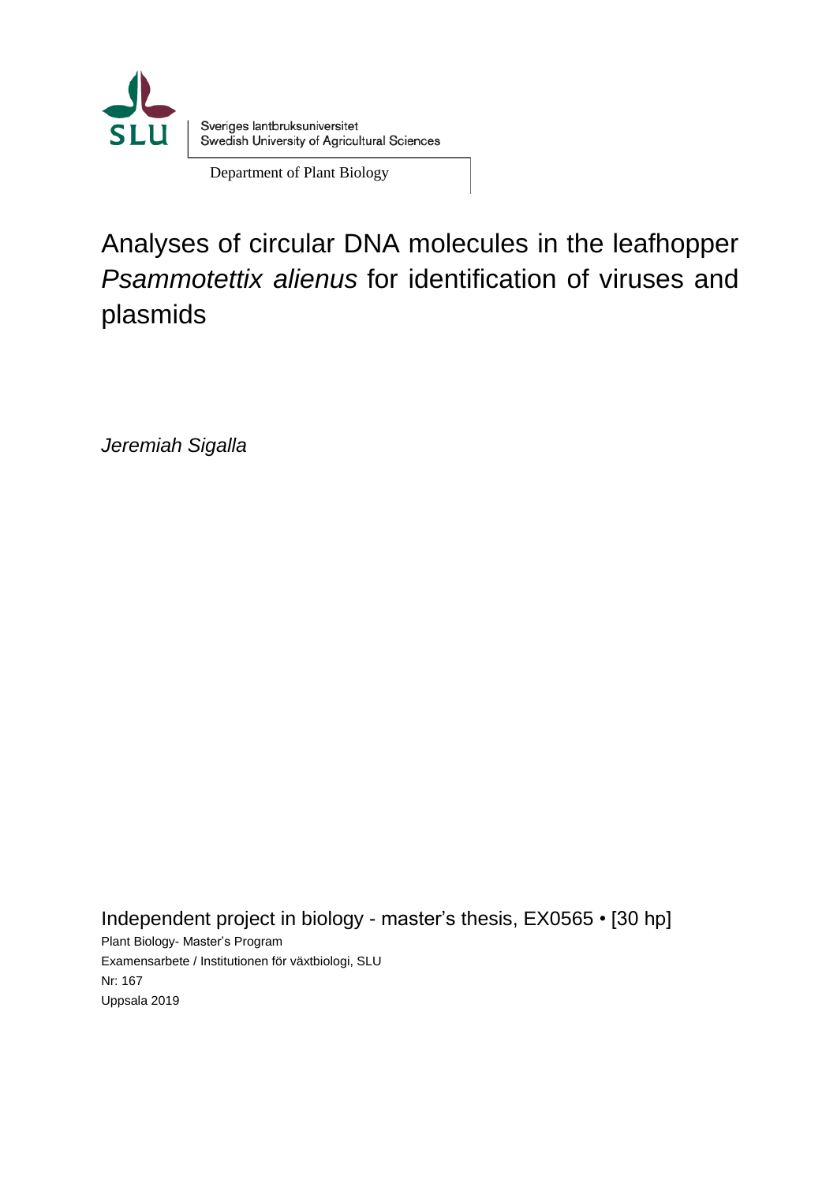Sveriges lantbruksuniversitet
Swedish University of Agricultural Sciences

Department of Plant Biology

# Analyses of circular DNA molecules in the leafhopper *Psammotettix alienus* for identification of viruses and plasmids

*Jeremiah Sigalla*

Independent project in biology - master's thesis, EX0565 • [30 hp]

Plant Biology- Master's Program
Examensarbete / Institutionen för växtbiologi, SLU
Nr: 167
Uppsala 2019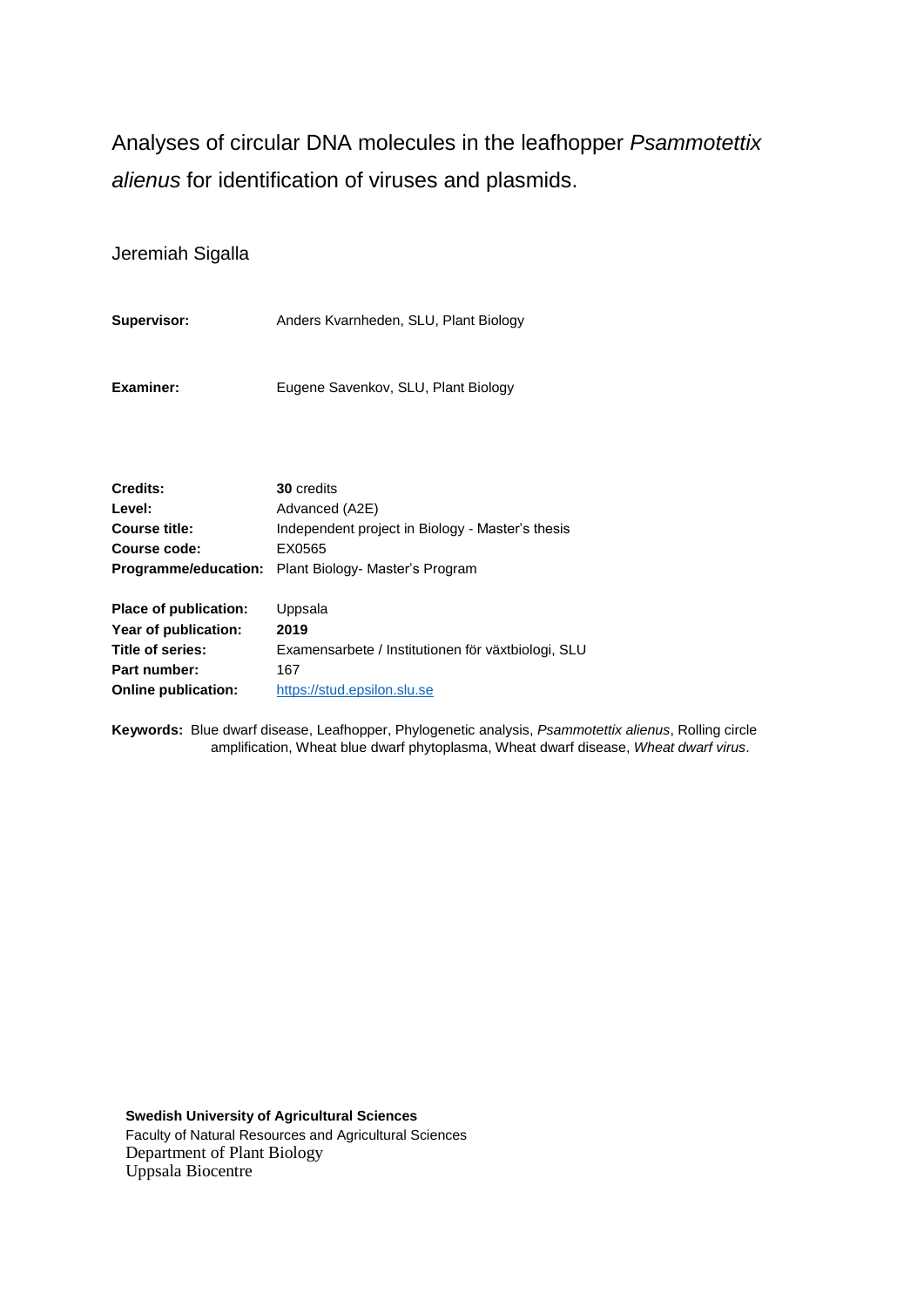# Analyses of circular DNA molecules in the leafhopper *Psammotettix alienus* for identification of viruses and plasmids.

Jeremiah Sigalla

**Supervisor:** Anders Kvarnheden, SLU, Plant Biology

**Examiner:** Eugene Savenkov, SLU, Plant Biology

**Credits:** **30** credits
**Level:** Advanced (A2E)
**Course title:** Independent project in Biology - Master's thesis
**Course code:** EX0565
**Programme/education:** Plant Biology- Master's Program

**Place of publication:** Uppsala
**Year of publication:** **2019**
**Title of series:** Examensarbete / Institutionen för växtbiologi, SLU
**Part number:** 167
**Online publication:** [https://stud.epsilon.slu.se](https://stud.epsilon.slu.se)

**Keywords:** Blue dwarf disease, Leafhopper, Phylogenetic analysis, *Psammotettix alienus*, Rolling circle amplification, Wheat blue dwarf phytoplasma, Wheat dwarf disease, *Wheat dwarf virus*.

**Swedish University of Agricultural Sciences**
Faculty of Natural Resources and Agricultural Sciences
Department of Plant Biology
Uppsala Biocentre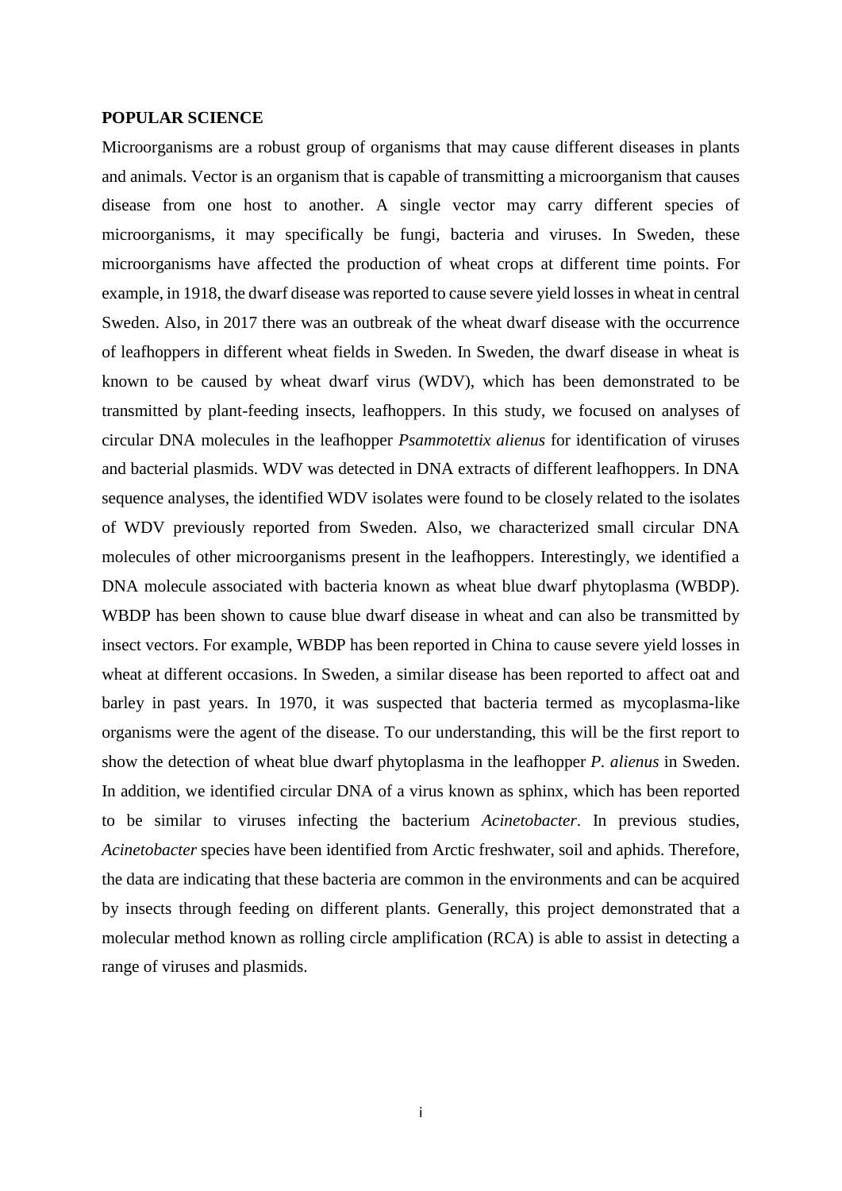**POPULAR SCIENCE**

Microorganisms are a robust group of organisms that may cause different diseases in plants and animals. Vector is an organism that is capable of transmitting a microorganism that causes disease from one host to another. A single vector may carry different species of microorganisms, it may specifically be fungi, bacteria and viruses. In Sweden, these microorganisms have affected the production of wheat crops at different time points. For example, in 1918, the dwarf disease was reported to cause severe yield losses in wheat in central Sweden. Also, in 2017 there was an outbreak of the wheat dwarf disease with the occurrence of leafhoppers in different wheat fields in Sweden. In Sweden, the dwarf disease in wheat is known to be caused by wheat dwarf virus (WDV), which has been demonstrated to be transmitted by plant-feeding insects, leafhoppers. In this study, we focused on analyses of circular DNA molecules in the leafhopper *Psammotettix alienus* for identification of viruses and bacterial plasmids. WDV was detected in DNA extracts of different leafhoppers. In DNA sequence analyses, the identified WDV isolates were found to be closely related to the isolates of WDV previously reported from Sweden. Also, we characterized small circular DNA molecules of other microorganisms present in the leafhoppers. Interestingly, we identified a DNA molecule associated with bacteria known as wheat blue dwarf phytoplasma (WBDP). WBDP has been shown to cause blue dwarf disease in wheat and can also be transmitted by insect vectors. For example, WBDP has been reported in China to cause severe yield losses in wheat at different occasions. In Sweden, a similar disease has been reported to affect oat and barley in past years. In 1970, it was suspected that bacteria termed as mycoplasma-like organisms were the agent of the disease. To our understanding, this will be the first report to show the detection of wheat blue dwarf phytoplasma in the leafhopper *P. alienus* in Sweden. In addition, we identified circular DNA of a virus known as sphinx, which has been reported to be similar to viruses infecting the bacterium *Acinetobacter*. In previous studies, *Acinetobacter* species have been identified from Arctic freshwater, soil and aphids. Therefore, the data are indicating that these bacteria are common in the environments and can be acquired by insects through feeding on different plants. Generally, this project demonstrated that a molecular method known as rolling circle amplification (RCA) is able to assist in detecting a range of viruses and plasmids.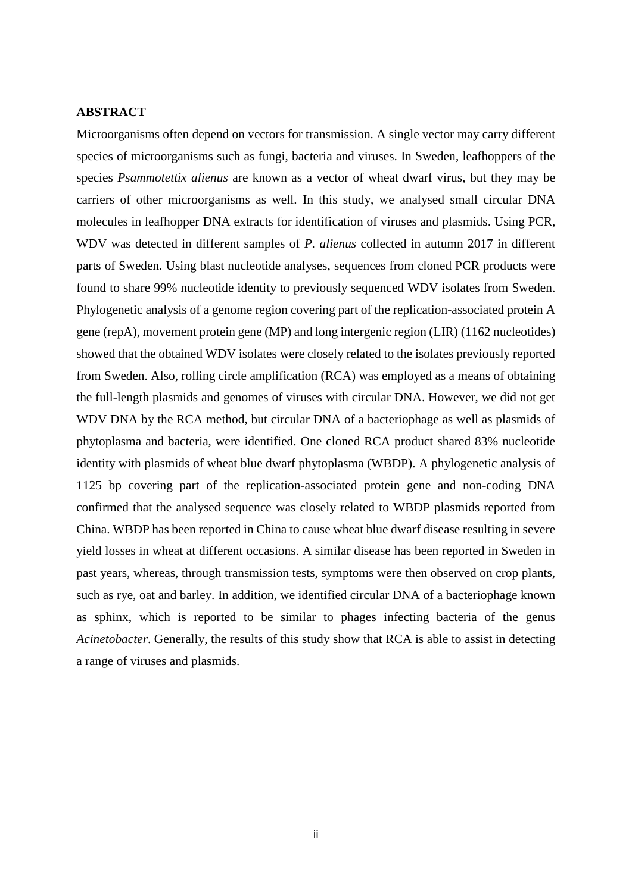## ABSTRACT

Microorganisms often depend on vectors for transmission. A single vector may carry different species of microorganisms such as fungi, bacteria and viruses. In Sweden, leafhoppers of the species *Psammotettix alienus* are known as a vector of wheat dwarf virus, but they may be carriers of other microorganisms as well. In this study, we analysed small circular DNA molecules in leafhopper DNA extracts for identification of viruses and plasmids. Using PCR, WDV was detected in different samples of *P. alienus* collected in autumn 2017 in different parts of Sweden. Using blast nucleotide analyses, sequences from cloned PCR products were found to share 99% nucleotide identity to previously sequenced WDV isolates from Sweden. Phylogenetic analysis of a genome region covering part of the replication-associated protein A gene (repA), movement protein gene (MP) and long intergenic region (LIR) (1162 nucleotides) showed that the obtained WDV isolates were closely related to the isolates previously reported from Sweden. Also, rolling circle amplification (RCA) was employed as a means of obtaining the full-length plasmids and genomes of viruses with circular DNA. However, we did not get WDV DNA by the RCA method, but circular DNA of a bacteriophage as well as plasmids of phytoplasma and bacteria, were identified. One cloned RCA product shared 83% nucleotide identity with plasmids of wheat blue dwarf phytoplasma (WBDP). A phylogenetic analysis of 1125 bp covering part of the replication-associated protein gene and non-coding DNA confirmed that the analysed sequence was closely related to WBDP plasmids reported from China. WBDP has been reported in China to cause wheat blue dwarf disease resulting in severe yield losses in wheat at different occasions. A similar disease has been reported in Sweden in past years, whereas, through transmission tests, symptoms were then observed on crop plants, such as rye, oat and barley. In addition, we identified circular DNA of a bacteriophage known as sphinx, which is reported to be similar to phages infecting bacteria of the genus *Acinetobacter*. Generally, the results of this study show that RCA is able to assist in detecting a range of viruses and plasmids.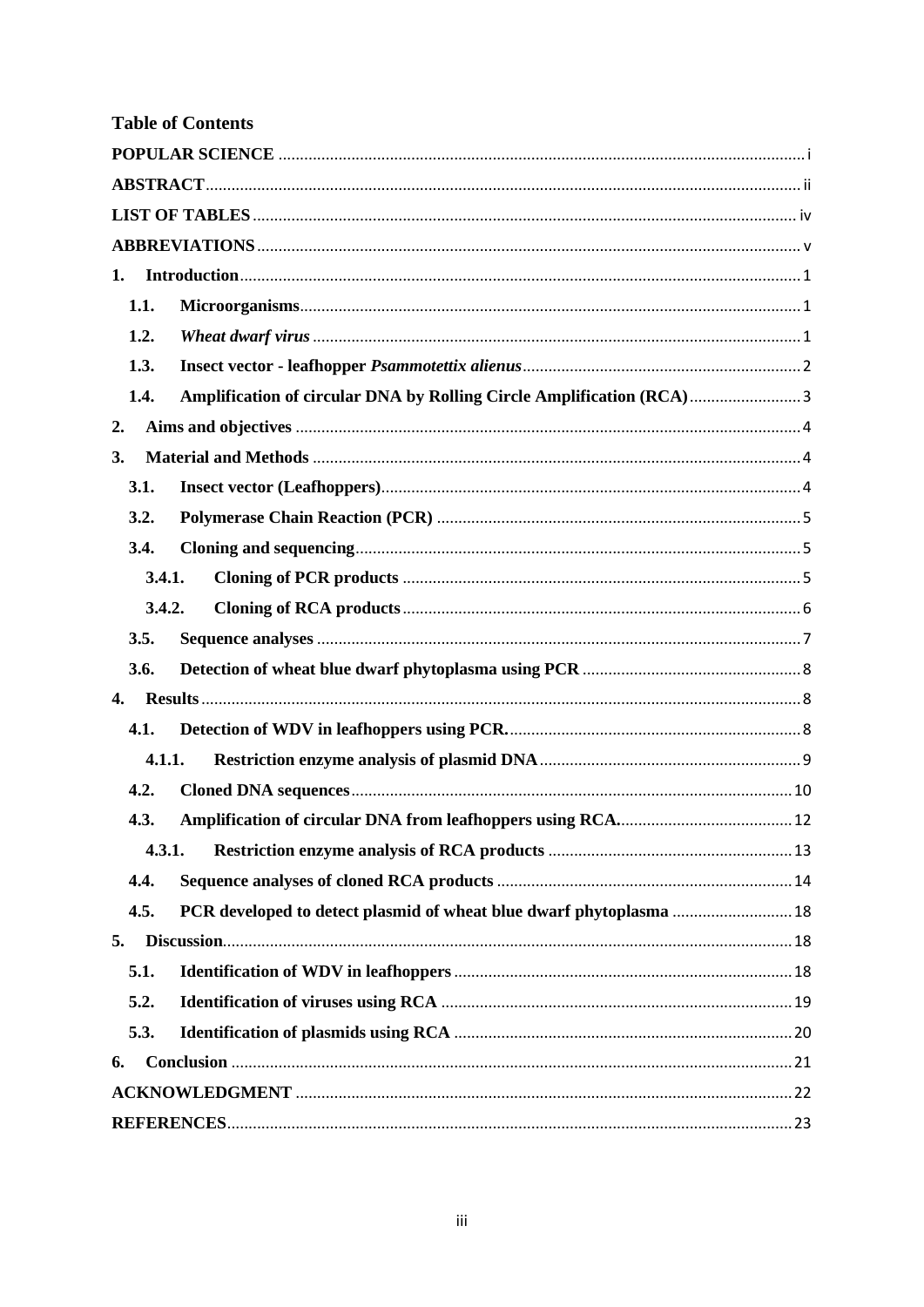## Table of Contents

**POPULAR SCIENCE** ....... i

**ABSTRACT** ....... ii

**LIST OF TABLES** ....... iv

**ABBREVIATIONS** ....... v

**1. Introduction** ....... 1

- **1.1. Microorganisms** ....... 1
- **1.2. *Wheat dwarf virus*** ....... 1
- **1.3. Insect vector - leafhopper *Psammotettix alienus*** ....... 2
- **1.4. Amplification of circular DNA by Rolling Circle Amplification (RCA)** ....... 3

**2. Aims and objectives** ....... 4

**3. Material and Methods** ....... 4

- **3.1. Insect vector (Leafhoppers)** ....... 4
- **3.2. Polymerase Chain Reaction (PCR)** ....... 5
- **3.4. Cloning and sequencing** ....... 5
  - **3.4.1. Cloning of PCR products** ....... 5
  - **3.4.2. Cloning of RCA products** ....... 6
- **3.5. Sequence analyses** ....... 7
- **3.6. Detection of wheat blue dwarf phytoplasma using PCR** ....... 8

**4. Results** ....... 8

- **4.1. Detection of WDV in leafhoppers using PCR.** ....... 8
  - **4.1.1. Restriction enzyme analysis of plasmid DNA** ....... 9
- **4.2. Cloned DNA sequences** ....... 10
- **4.3. Amplification of circular DNA from leafhoppers using RCA.** ....... 12
  - **4.3.1. Restriction enzyme analysis of RCA products** ....... 13
- **4.4. Sequence analyses of cloned RCA products** ....... 14
- **4.5. PCR developed to detect plasmid of wheat blue dwarf phytoplasma** ....... 18

**5. Discussion** ....... 18

- **5.1. Identification of WDV in leafhoppers** ....... 18
- **5.2. Identification of viruses using RCA** ....... 19
- **5.3. Identification of plasmids using RCA** ....... 20

**6. Conclusion** ....... 21

**ACKNOWLEDGMENT** ....... 22

**REFERENCES** ....... 23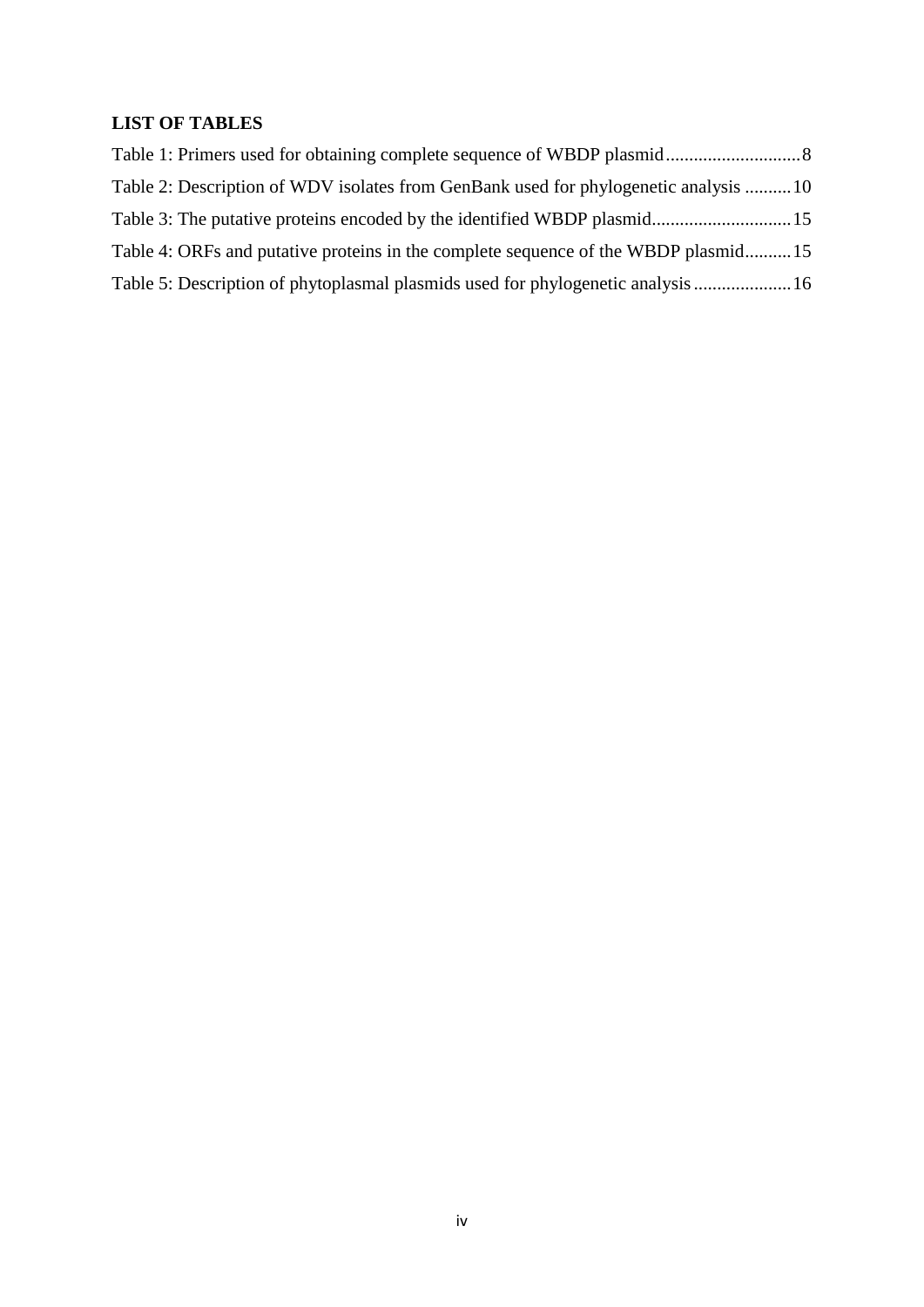**LIST OF TABLES**

Table 1: Primers used for obtaining complete sequence of WBDP plasmid ............................ 8

Table 2: Description of WDV isolates from GenBank used for phylogenetic analysis .......... 10

Table 3: The putative proteins encoded by the identified WBDP plasmid............................. 15

Table 4: ORFs and putative proteins in the complete sequence of the WBDP plasmid.......... 15

Table 5: Description of phytoplasmal plasmids used for phylogenetic analysis ..................... 16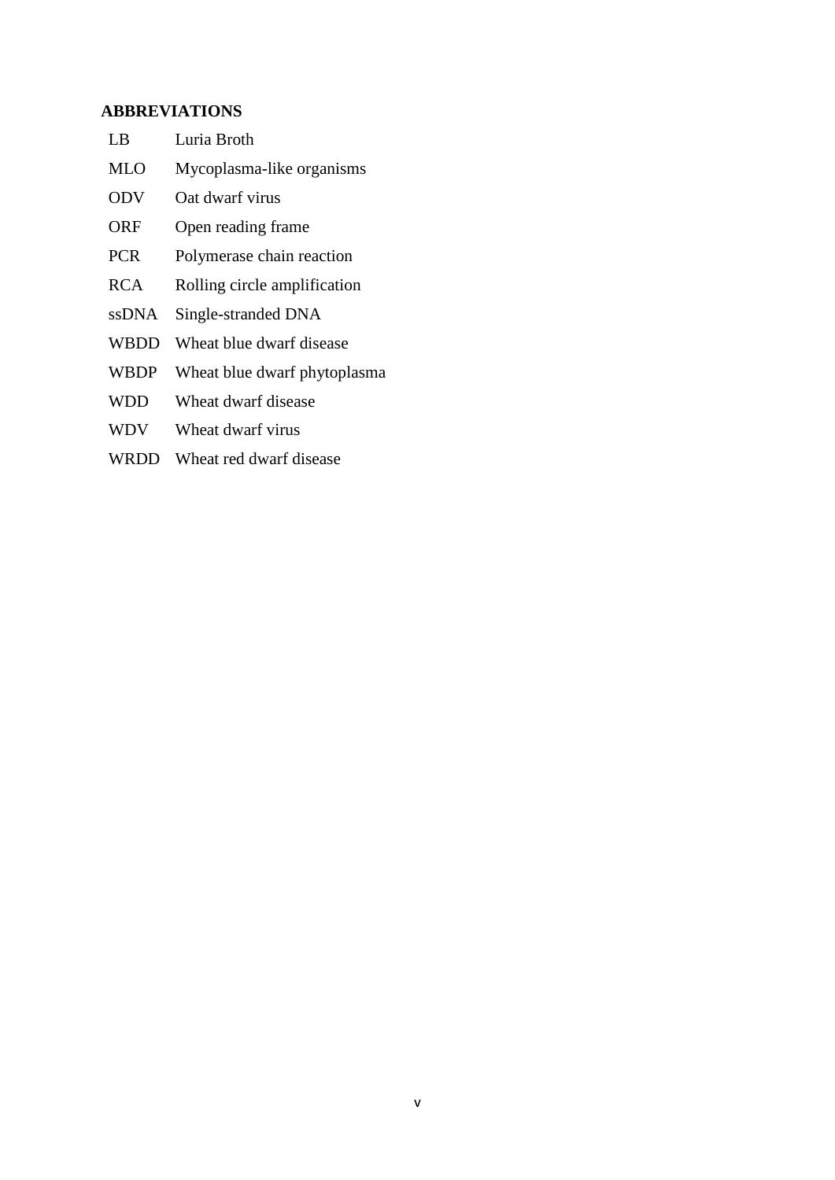**ABBREVIATIONS**

| | |
|---|---|
| LB | Luria Broth |
| MLO | Mycoplasma-like organisms |
| ODV | Oat dwarf virus |
| ORF | Open reading frame |
| PCR | Polymerase chain reaction |
| RCA | Rolling circle amplification |
| ssDNA | Single-stranded DNA |
| WBDD | Wheat blue dwarf disease |
| WBDP | Wheat blue dwarf phytoplasma |
| WDD | Wheat dwarf disease |
| WDV | Wheat dwarf virus |
| WRDD | Wheat red dwarf disease |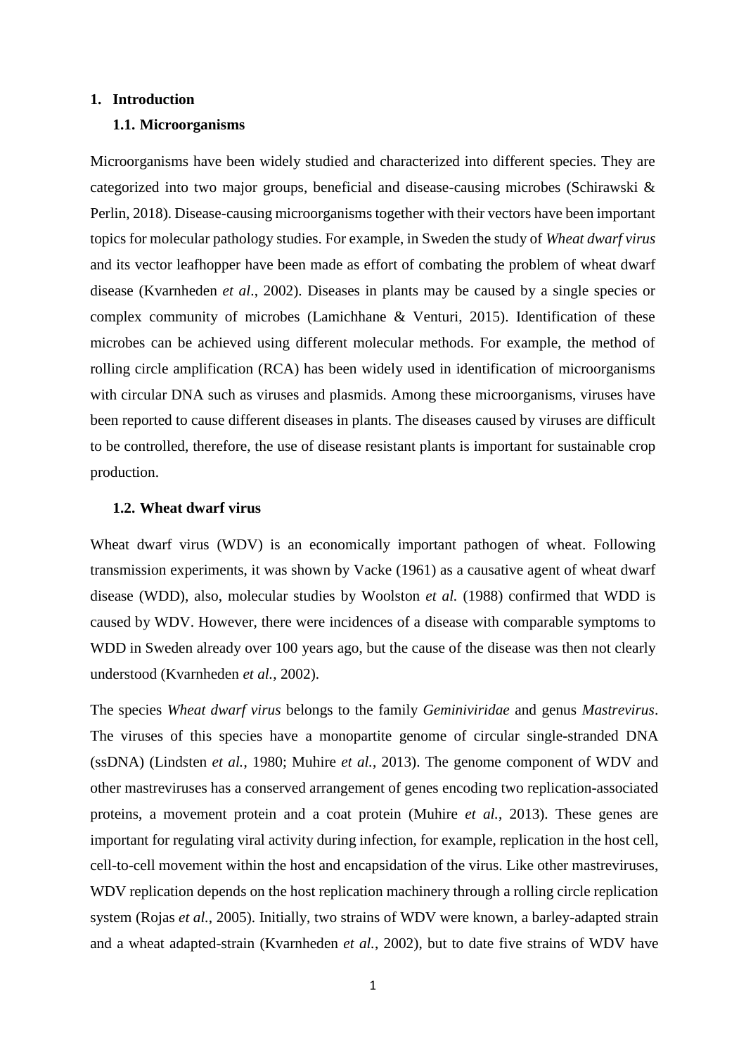# 1. Introduction

## 1.1. Microorganisms

Microorganisms have been widely studied and characterized into different species. They are categorized into two major groups, beneficial and disease-causing microbes (Schirawski & Perlin, 2018). Disease-causing microorganisms together with their vectors have been important topics for molecular pathology studies. For example, in Sweden the study of *Wheat dwarf virus* and its vector leafhopper have been made as effort of combating the problem of wheat dwarf disease (Kvarnheden *et al*., 2002). Diseases in plants may be caused by a single species or complex community of microbes (Lamichhane & Venturi, 2015). Identification of these microbes can be achieved using different molecular methods. For example, the method of rolling circle amplification (RCA) has been widely used in identification of microorganisms with circular DNA such as viruses and plasmids. Among these microorganisms, viruses have been reported to cause different diseases in plants. The diseases caused by viruses are difficult to be controlled, therefore, the use of disease resistant plants is important for sustainable crop production.

## 1.2. Wheat dwarf virus

Wheat dwarf virus (WDV) is an economically important pathogen of wheat. Following transmission experiments, it was shown by Vacke (1961) as a causative agent of wheat dwarf disease (WDD), also, molecular studies by Woolston *et al.* (1988) confirmed that WDD is caused by WDV. However, there were incidences of a disease with comparable symptoms to WDD in Sweden already over 100 years ago, but the cause of the disease was then not clearly understood (Kvarnheden *et al.*, 2002).

The species *Wheat dwarf virus* belongs to the family *Geminiviridae* and genus *Mastrevirus*. The viruses of this species have a monopartite genome of circular single-stranded DNA (ssDNA) (Lindsten *et al.*, 1980; Muhire *et al.*, 2013). The genome component of WDV and other mastreviruses has a conserved arrangement of genes encoding two replication-associated proteins, a movement protein and a coat protein (Muhire *et al.*, 2013). These genes are important for regulating viral activity during infection, for example, replication in the host cell, cell-to-cell movement within the host and encapsidation of the virus. Like other mastreviruses, WDV replication depends on the host replication machinery through a rolling circle replication system (Rojas *et al.*, 2005). Initially, two strains of WDV were known, a barley-adapted strain and a wheat adapted-strain (Kvarnheden *et al.*, 2002), but to date five strains of WDV have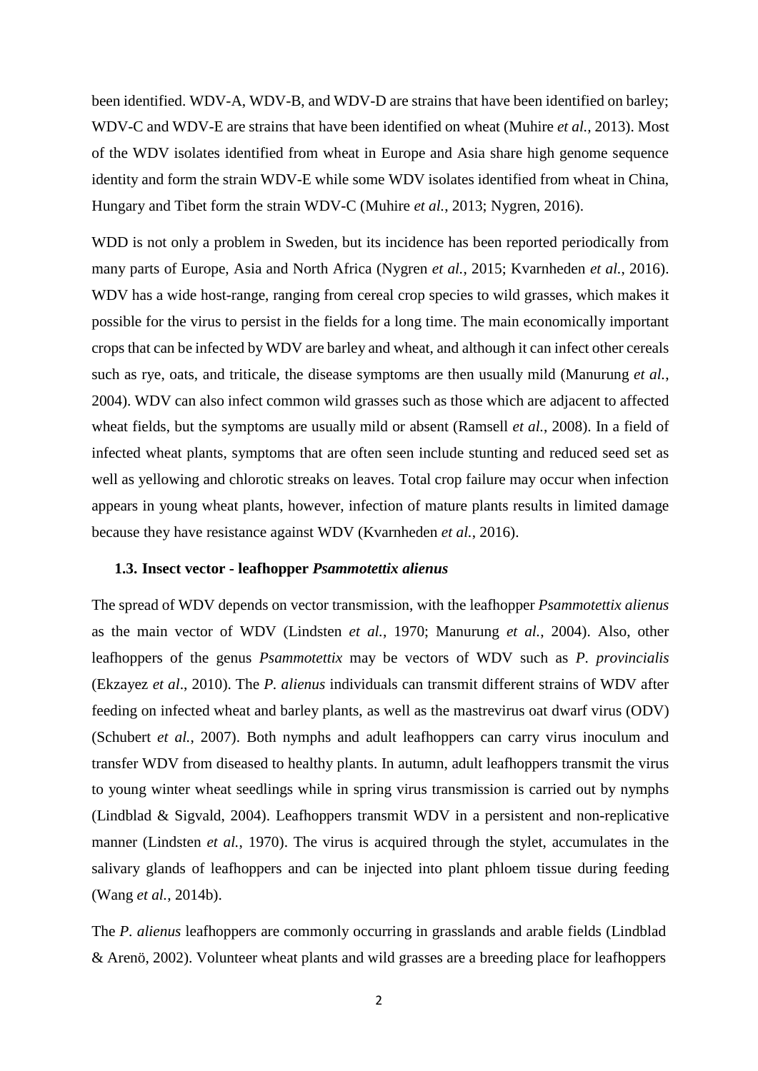been identified. WDV-A, WDV-B, and WDV-D are strains that have been identified on barley; WDV-C and WDV-E are strains that have been identified on wheat (Muhire *et al.,* 2013). Most of the WDV isolates identified from wheat in Europe and Asia share high genome sequence identity and form the strain WDV-E while some WDV isolates identified from wheat in China, Hungary and Tibet form the strain WDV-C (Muhire *et al.*, 2013; Nygren, 2016).

WDD is not only a problem in Sweden, but its incidence has been reported periodically from many parts of Europe, Asia and North Africa (Nygren *et al.*, 2015; Kvarnheden *et al.*, 2016). WDV has a wide host-range, ranging from cereal crop species to wild grasses, which makes it possible for the virus to persist in the fields for a long time. The main economically important crops that can be infected by WDV are barley and wheat, and although it can infect other cereals such as rye, oats, and triticale, the disease symptoms are then usually mild (Manurung *et al.*, 2004). WDV can also infect common wild grasses such as those which are adjacent to affected wheat fields, but the symptoms are usually mild or absent (Ramsell *et al.*, 2008). In a field of infected wheat plants, symptoms that are often seen include stunting and reduced seed set as well as yellowing and chlorotic streaks on leaves. Total crop failure may occur when infection appears in young wheat plants, however, infection of mature plants results in limited damage because they have resistance against WDV (Kvarnheden *et al.*, 2016).

### 1.3. Insect vector - leafhopper *Psammotettix alienus*

The spread of WDV depends on vector transmission, with the leafhopper *Psammotettix alienus* as the main vector of WDV (Lindsten *et al.*, 1970; Manurung *et al.*, 2004). Also, other leafhoppers of the genus *Psammotettix* may be vectors of WDV such as *P. provincialis* (Ekzayez *et al*., 2010). The *P. alienus* individuals can transmit different strains of WDV after feeding on infected wheat and barley plants, as well as the mastrevirus oat dwarf virus (ODV) (Schubert *et al.*, 2007). Both nymphs and adult leafhoppers can carry virus inoculum and transfer WDV from diseased to healthy plants. In autumn, adult leafhoppers transmit the virus to young winter wheat seedlings while in spring virus transmission is carried out by nymphs (Lindblad & Sigvald, 2004). Leafhoppers transmit WDV in a persistent and non-replicative manner (Lindsten *et al.*, 1970). The virus is acquired through the stylet, accumulates in the salivary glands of leafhoppers and can be injected into plant phloem tissue during feeding (Wang *et al.*, 2014b).

The *P. alienus* leafhoppers are commonly occurring in grasslands and arable fields (Lindblad & Arenö, 2002). Volunteer wheat plants and wild grasses are a breeding place for leafhoppers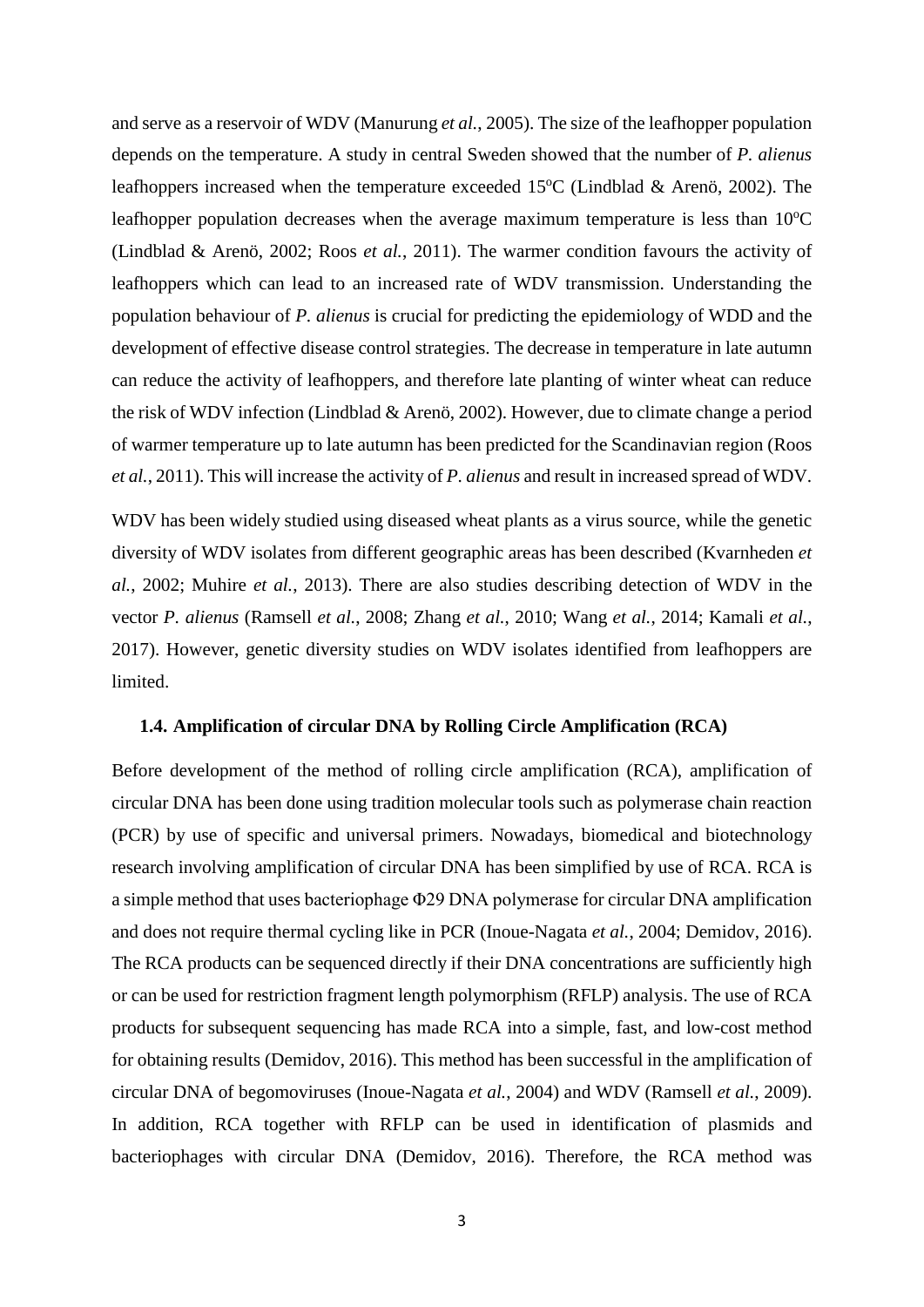and serve as a reservoir of WDV (Manurung *et al.*, 2005). The size of the leafhopper population depends on the temperature. A study in central Sweden showed that the number of *P. alienus* leafhoppers increased when the temperature exceeded 15$^{o}$C (Lindblad & Arenö, 2002). The leafhopper population decreases when the average maximum temperature is less than 10$^{o}$C (Lindblad & Arenö, 2002; Roos *et al.*, 2011). The warmer condition favours the activity of leafhoppers which can lead to an increased rate of WDV transmission. Understanding the population behaviour of *P. alienus* is crucial for predicting the epidemiology of WDD and the development of effective disease control strategies. The decrease in temperature in late autumn can reduce the activity of leafhoppers, and therefore late planting of winter wheat can reduce the risk of WDV infection (Lindblad & Arenö, 2002). However, due to climate change a period of warmer temperature up to late autumn has been predicted for the Scandinavian region (Roos *et al.*, 2011). This will increase the activity of *P. alienus* and result in increased spread of WDV.

WDV has been widely studied using diseased wheat plants as a virus source, while the genetic diversity of WDV isolates from different geographic areas has been described (Kvarnheden *et al.*, 2002; Muhire *et al.*, 2013). There are also studies describing detection of WDV in the vector *P. alienus* (Ramsell *et al.*, 2008; Zhang *et al.*, 2010; Wang *et al.*, 2014; Kamali *et al.*, 2017). However, genetic diversity studies on WDV isolates identified from leafhoppers are limited.

### 1.4. Amplification of circular DNA by Rolling Circle Amplification (RCA)

Before development of the method of rolling circle amplification (RCA), amplification of circular DNA has been done using tradition molecular tools such as polymerase chain reaction (PCR) by use of specific and universal primers. Nowadays, biomedical and biotechnology research involving amplification of circular DNA has been simplified by use of RCA. RCA is a simple method that uses bacteriophage Φ29 DNA polymerase for circular DNA amplification and does not require thermal cycling like in PCR (Inoue-Nagata *et al.*, 2004; Demidov, 2016). The RCA products can be sequenced directly if their DNA concentrations are sufficiently high or can be used for restriction fragment length polymorphism (RFLP) analysis. The use of RCA products for subsequent sequencing has made RCA into a simple, fast, and low-cost method for obtaining results (Demidov, 2016). This method has been successful in the amplification of circular DNA of begomoviruses (Inoue-Nagata *et al.*, 2004) and WDV (Ramsell *et al.*, 2009). In addition, RCA together with RFLP can be used in identification of plasmids and bacteriophages with circular DNA (Demidov, 2016). Therefore, the RCA method was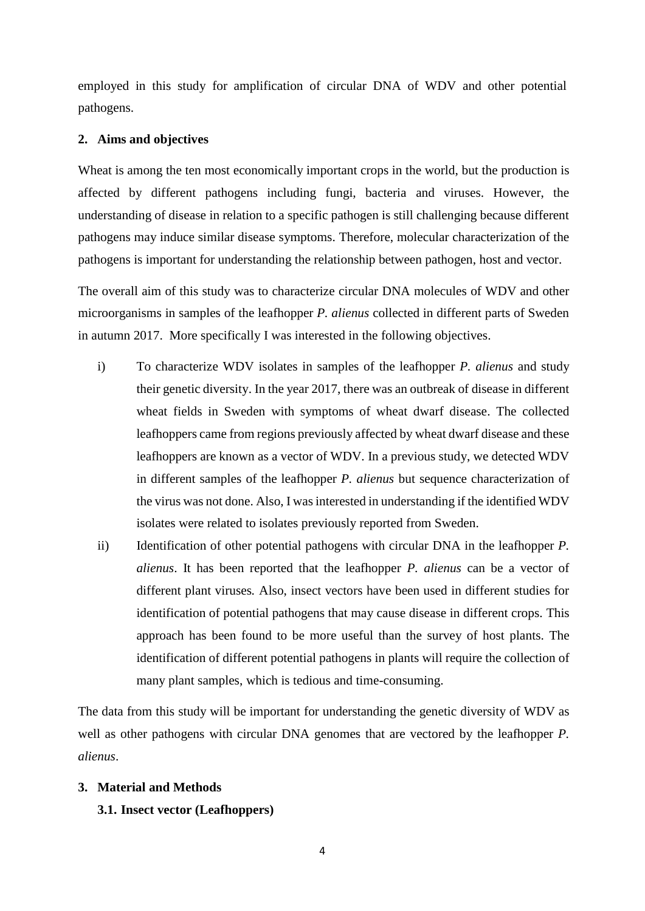employed in this study for amplification of circular DNA of WDV and other potential pathogens.

## 2. Aims and objectives

Wheat is among the ten most economically important crops in the world, but the production is affected by different pathogens including fungi, bacteria and viruses. However, the understanding of disease in relation to a specific pathogen is still challenging because different pathogens may induce similar disease symptoms. Therefore, molecular characterization of the pathogens is important for understanding the relationship between pathogen, host and vector.

The overall aim of this study was to characterize circular DNA molecules of WDV and other microorganisms in samples of the leafhopper *P. alienus* collected in different parts of Sweden in autumn 2017. More specifically I was interested in the following objectives.

i) To characterize WDV isolates in samples of the leafhopper *P. alienus* and study their genetic diversity. In the year 2017, there was an outbreak of disease in different wheat fields in Sweden with symptoms of wheat dwarf disease. The collected leafhoppers came from regions previously affected by wheat dwarf disease and these leafhoppers are known as a vector of WDV. In a previous study, we detected WDV in different samples of the leafhopper *P. alienus* but sequence characterization of the virus was not done. Also, I was interested in understanding if the identified WDV isolates were related to isolates previously reported from Sweden.

ii) Identification of other potential pathogens with circular DNA in the leafhopper *P. alienus*. It has been reported that the leafhopper *P. alienus* can be a vector of different plant viruses. Also, insect vectors have been used in different studies for identification of potential pathogens that may cause disease in different crops. This approach has been found to be more useful than the survey of host plants. The identification of different potential pathogens in plants will require the collection of many plant samples, which is tedious and time-consuming.

The data from this study will be important for understanding the genetic diversity of WDV as well as other pathogens with circular DNA genomes that are vectored by the leafhopper *P. alienus*.

## 3. Material and Methods

### 3.1. Insect vector (Leafhoppers)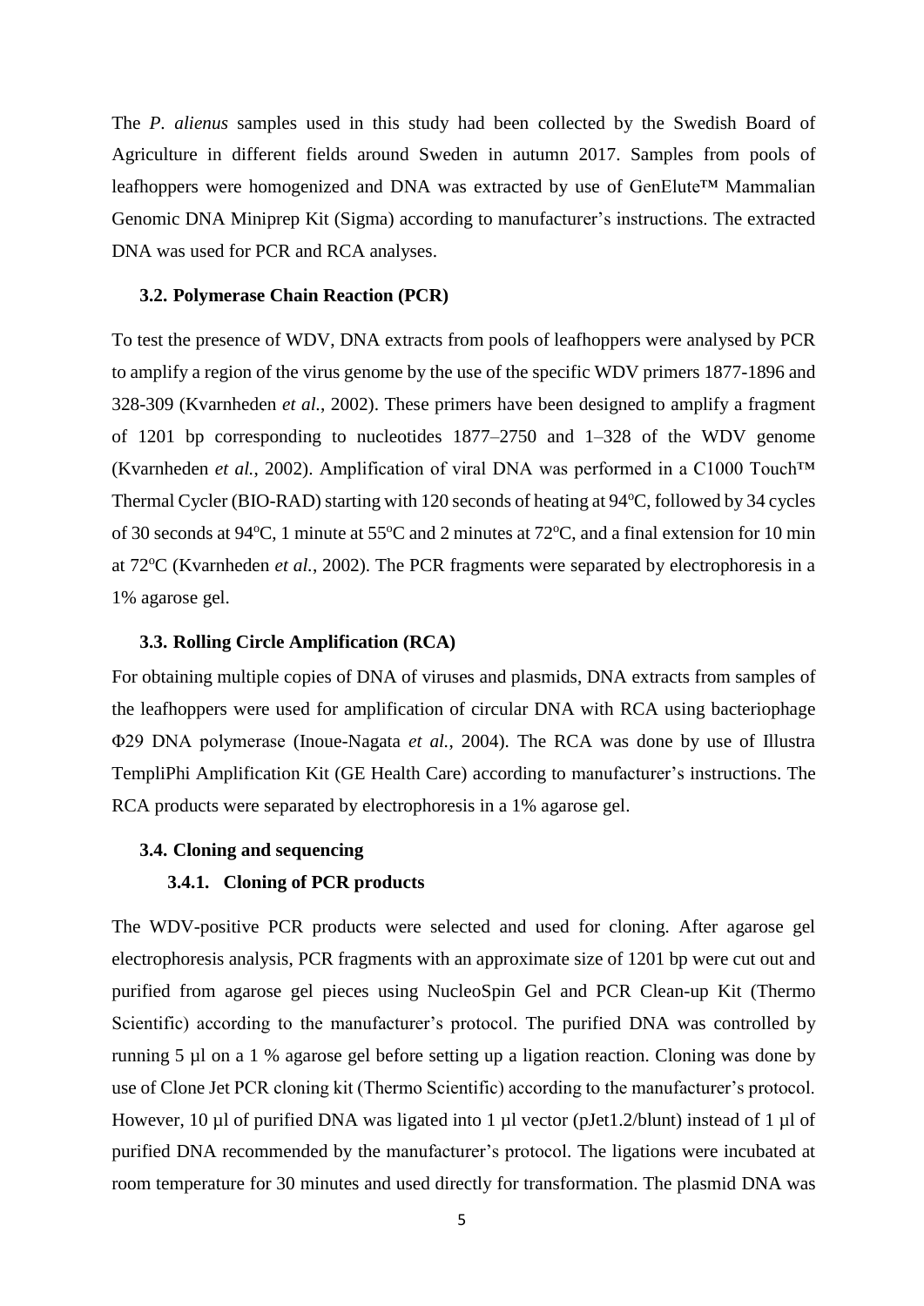The *P. alienus* samples used in this study had been collected by the Swedish Board of Agriculture in different fields around Sweden in autumn 2017. Samples from pools of leafhoppers were homogenized and DNA was extracted by use of GenElute™ Mammalian Genomic DNA Miniprep Kit (Sigma) according to manufacturer's instructions. The extracted DNA was used for PCR and RCA analyses.

### 3.2. Polymerase Chain Reaction (PCR)

To test the presence of WDV, DNA extracts from pools of leafhoppers were analysed by PCR to amplify a region of the virus genome by the use of the specific WDV primers 1877-1896 and 328-309 (Kvarnheden *et al.*, 2002). These primers have been designed to amplify a fragment of 1201 bp corresponding to nucleotides 1877–2750 and 1–328 of the WDV genome (Kvarnheden *et al.*, 2002). Amplification of viral DNA was performed in a C1000 Touch™ Thermal Cycler (BIO-RAD) starting with 120 seconds of heating at 94$^{o}$C, followed by 34 cycles of 30 seconds at 94$^{o}$C, 1 minute at 55$^{o}$C and 2 minutes at 72$^{o}$C, and a final extension for 10 min at 72$^{o}$C (Kvarnheden *et al.*, 2002). The PCR fragments were separated by electrophoresis in a 1% agarose gel.

### 3.3. Rolling Circle Amplification (RCA)

For obtaining multiple copies of DNA of viruses and plasmids, DNA extracts from samples of the leafhoppers were used for amplification of circular DNA with RCA using bacteriophage Φ29 DNA polymerase (Inoue-Nagata *et al.*, 2004). The RCA was done by use of Illustra TempliPhi Amplification Kit (GE Health Care) according to manufacturer's instructions. The RCA products were separated by electrophoresis in a 1% agarose gel.

### 3.4. Cloning and sequencing

#### 3.4.1. Cloning of PCR products

The WDV-positive PCR products were selected and used for cloning. After agarose gel electrophoresis analysis, PCR fragments with an approximate size of 1201 bp were cut out and purified from agarose gel pieces using NucleoSpin Gel and PCR Clean-up Kit (Thermo Scientific) according to the manufacturer's protocol. The purified DNA was controlled by running 5 µl on a 1 % agarose gel before setting up a ligation reaction. Cloning was done by use of Clone Jet PCR cloning kit (Thermo Scientific) according to the manufacturer's protocol. However, 10 µl of purified DNA was ligated into 1 µl vector (pJet1.2/blunt) instead of 1 µl of purified DNA recommended by the manufacturer's protocol. The ligations were incubated at room temperature for 30 minutes and used directly for transformation. The plasmid DNA was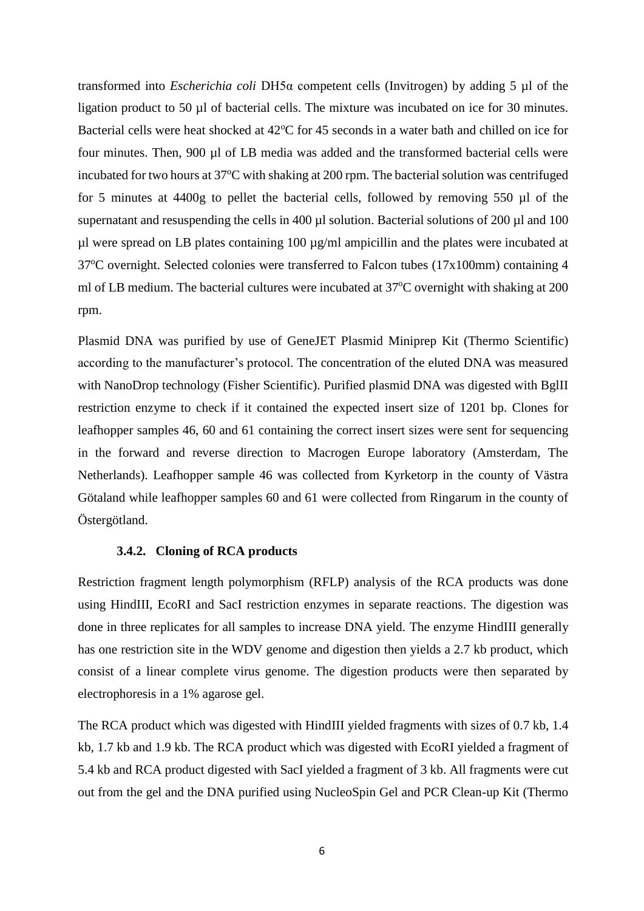transformed into *Escherichia coli* DH5α competent cells (Invitrogen) by adding 5 µl of the ligation product to 50 µl of bacterial cells. The mixture was incubated on ice for 30 minutes. Bacterial cells were heat shocked at 42°C for 45 seconds in a water bath and chilled on ice for four minutes. Then, 900 µl of LB media was added and the transformed bacterial cells were incubated for two hours at 37°C with shaking at 200 rpm. The bacterial solution was centrifuged for 5 minutes at 4400g to pellet the bacterial cells, followed by removing 550 µl of the supernatant and resuspending the cells in 400 µl solution. Bacterial solutions of 200 µl and 100 µl were spread on LB plates containing 100 µg/ml ampicillin and the plates were incubated at 37°C overnight. Selected colonies were transferred to Falcon tubes (17x100mm) containing 4 ml of LB medium. The bacterial cultures were incubated at 37°C overnight with shaking at 200 rpm.

Plasmid DNA was purified by use of GeneJET Plasmid Miniprep Kit (Thermo Scientific) according to the manufacturer's protocol. The concentration of the eluted DNA was measured with NanoDrop technology (Fisher Scientific). Purified plasmid DNA was digested with BglII restriction enzyme to check if it contained the expected insert size of 1201 bp. Clones for leafhopper samples 46, 60 and 61 containing the correct insert sizes were sent for sequencing in the forward and reverse direction to Macrogen Europe laboratory (Amsterdam, The Netherlands). Leafhopper sample 46 was collected from Kyrketorp in the county of Västra Götaland while leafhopper samples 60 and 61 were collected from Ringarum in the county of Östergötland.

### 3.4.2. Cloning of RCA products

Restriction fragment length polymorphism (RFLP) analysis of the RCA products was done using HindIII, EcoRI and SacI restriction enzymes in separate reactions. The digestion was done in three replicates for all samples to increase DNA yield. The enzyme HindIII generally has one restriction site in the WDV genome and digestion then yields a 2.7 kb product, which consist of a linear complete virus genome. The digestion products were then separated by electrophoresis in a 1% agarose gel.

The RCA product which was digested with HindIII yielded fragments with sizes of 0.7 kb, 1.4 kb, 1.7 kb and 1.9 kb. The RCA product which was digested with EcoRI yielded a fragment of 5.4 kb and RCA product digested with SacI yielded a fragment of 3 kb. All fragments were cut out from the gel and the DNA purified using NucleoSpin Gel and PCR Clean-up Kit (Thermo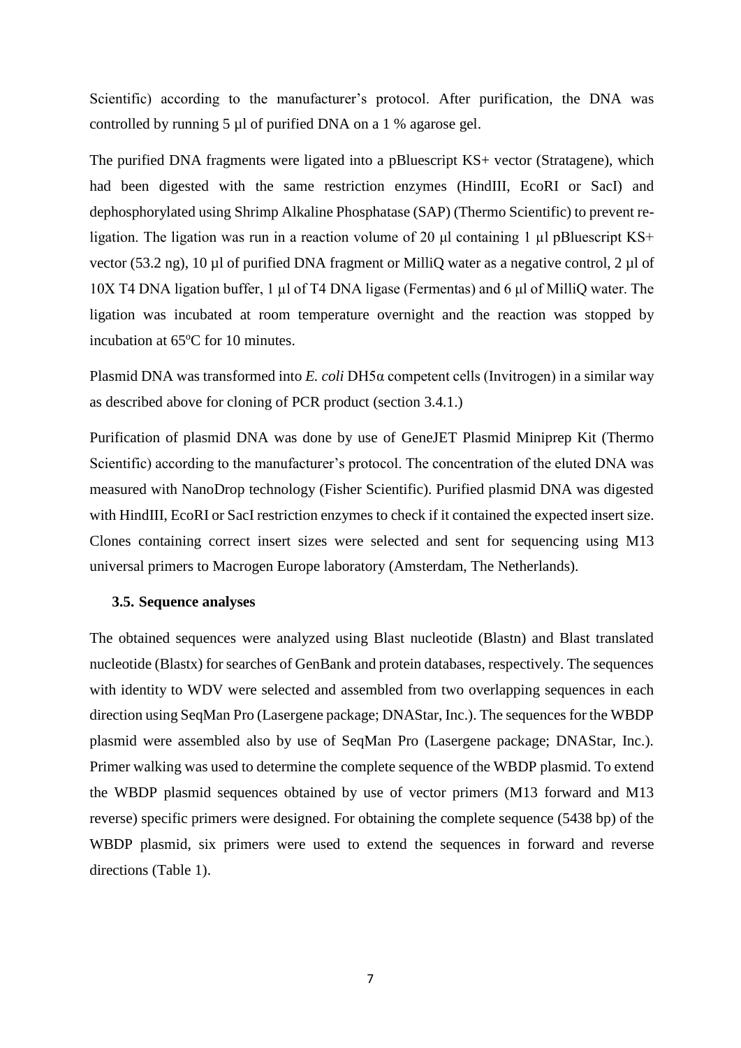Scientific) according to the manufacturer's protocol. After purification, the DNA was controlled by running 5 µl of purified DNA on a 1 % agarose gel.

The purified DNA fragments were ligated into a pBluescript KS+ vector (Stratagene), which had been digested with the same restriction enzymes (HindIII, EcoRI or SacI) and dephosphorylated using Shrimp Alkaline Phosphatase (SAP) (Thermo Scientific) to prevent re-ligation. The ligation was run in a reaction volume of 20 µl containing 1 µl pBluescript KS+ vector (53.2 ng), 10 µl of purified DNA fragment or MilliQ water as a negative control, 2 µl of 10X T4 DNA ligation buffer, 1 µl of T4 DNA ligase (Fermentas) and 6 µl of MilliQ water. The ligation was incubated at room temperature overnight and the reaction was stopped by incubation at 65°C for 10 minutes.

Plasmid DNA was transformed into *E. coli* DH5α competent cells (Invitrogen) in a similar way as described above for cloning of PCR product (section 3.4.1.)

Purification of plasmid DNA was done by use of GeneJET Plasmid Miniprep Kit (Thermo Scientific) according to the manufacturer's protocol. The concentration of the eluted DNA was measured with NanoDrop technology (Fisher Scientific). Purified plasmid DNA was digested with HindIII, EcoRI or SacI restriction enzymes to check if it contained the expected insert size. Clones containing correct insert sizes were selected and sent for sequencing using M13 universal primers to Macrogen Europe laboratory (Amsterdam, The Netherlands).

### 3.5. Sequence analyses

The obtained sequences were analyzed using Blast nucleotide (Blastn) and Blast translated nucleotide (Blastx) for searches of GenBank and protein databases, respectively. The sequences with identity to WDV were selected and assembled from two overlapping sequences in each direction using SeqMan Pro (Lasergene package; DNAStar, Inc.). The sequences for the WBDP plasmid were assembled also by use of SeqMan Pro (Lasergene package; DNAStar, Inc.). Primer walking was used to determine the complete sequence of the WBDP plasmid. To extend the WBDP plasmid sequences obtained by use of vector primers (M13 forward and M13 reverse) specific primers were designed. For obtaining the complete sequence (5438 bp) of the WBDP plasmid, six primers were used to extend the sequences in forward and reverse directions (Table 1).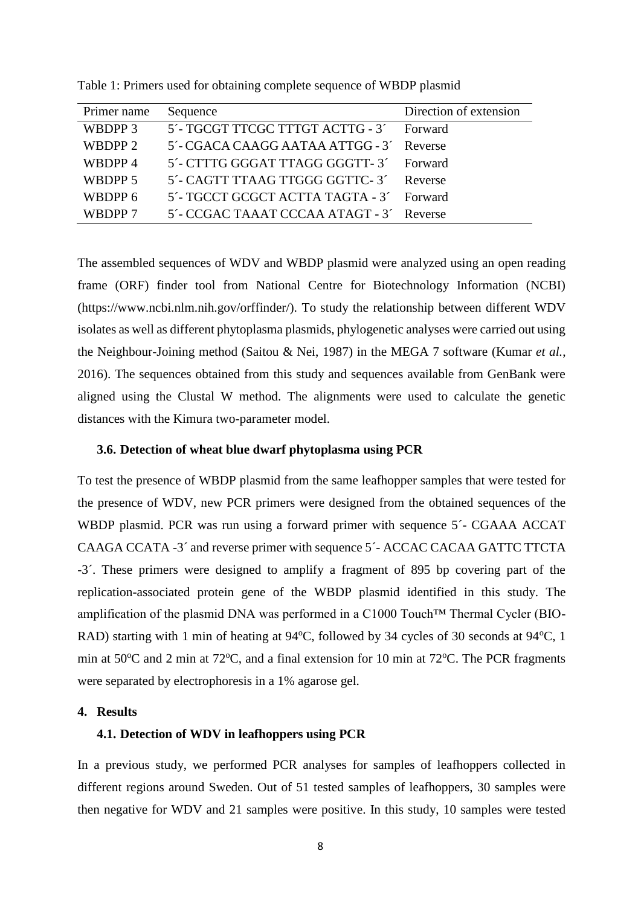Table 1: Primers used for obtaining complete sequence of WBDP plasmid

| Primer name | Sequence | Direction of extension |
|---|---|---|
| WBDPP 3 | 5´- TGCGT TTCGC TTTGT ACTTG - 3´ | Forward |
| WBDPP 2 | 5´- CGACA CAAGG AATAA ATTGG - 3´ | Reverse |
| WBDPP 4 | 5´- CTTTG GGGAT TTAGG GGGTT- 3´ | Forward |
| WBDPP 5 | 5´- CAGTT TTAAG TTGGG GGTTC- 3´ | Reverse |
| WBDPP 6 | 5´- TGCCT GCGCT ACTTA TAGTA - 3´ | Forward |
| WBDPP 7 | 5´- CCGAC TAAAT CCCAA ATAGT - 3´ | Reverse |

The assembled sequences of WDV and WBDP plasmid were analyzed using an open reading frame (ORF) finder tool from National Centre for Biotechnology Information (NCBI) (https://www.ncbi.nlm.nih.gov/orffinder/). To study the relationship between different WDV isolates as well as different phytoplasma plasmids, phylogenetic analyses were carried out using the Neighbour-Joining method (Saitou & Nei, 1987) in the MEGA 7 software (Kumar *et al.*, 2016). The sequences obtained from this study and sequences available from GenBank were aligned using the Clustal W method. The alignments were used to calculate the genetic distances with the Kimura two-parameter model.

### 3.6. Detection of wheat blue dwarf phytoplasma using PCR

To test the presence of WBDP plasmid from the same leafhopper samples that were tested for the presence of WDV, new PCR primers were designed from the obtained sequences of the WBDP plasmid. PCR was run using a forward primer with sequence 5´- CGAAA ACCAT CAAGA CCATA -3´ and reverse primer with sequence 5´- ACCAC CACAA GATTC TTCTA -3´. These primers were designed to amplify a fragment of 895 bp covering part of the replication-associated protein gene of the WBDP plasmid identified in this study. The amplification of the plasmid DNA was performed in a C1000 Touch™ Thermal Cycler (BIO-RAD) starting with 1 min of heating at 94°C, followed by 34 cycles of 30 seconds at 94°C, 1 min at 50°C and 2 min at 72°C, and a final extension for 10 min at 72°C. The PCR fragments were separated by electrophoresis in a 1% agarose gel.

## 4. Results

### 4.1. Detection of WDV in leafhoppers using PCR

In a previous study, we performed PCR analyses for samples of leafhoppers collected in different regions around Sweden. Out of 51 tested samples of leafhoppers, 30 samples were then negative for WDV and 21 samples were positive. In this study, 10 samples were tested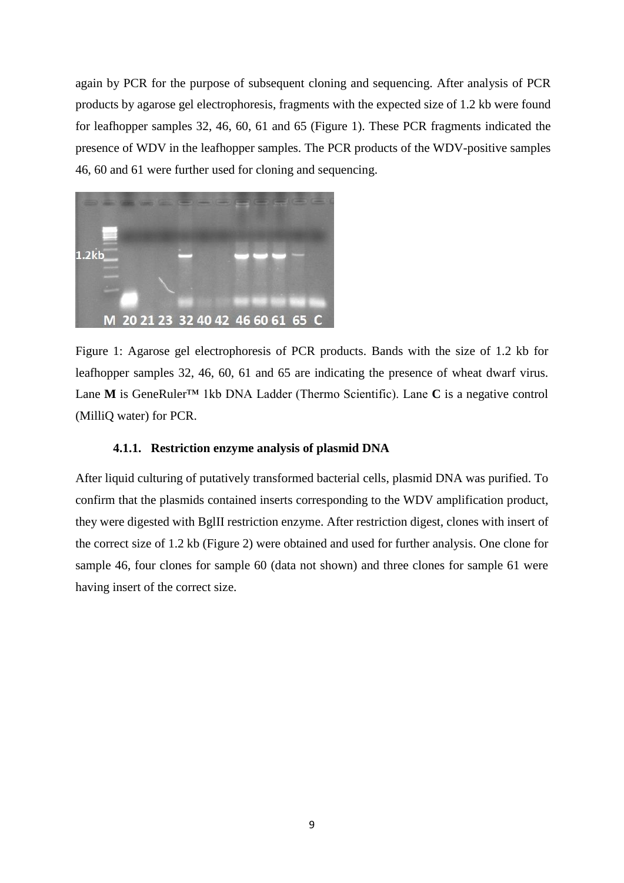again by PCR for the purpose of subsequent cloning and sequencing. After analysis of PCR products by agarose gel electrophoresis, fragments with the expected size of 1.2 kb were found for leafhopper samples 32, 46, 60, 61 and 65 (Figure 1). These PCR fragments indicated the presence of WDV in the leafhopper samples. The PCR products of the WDV-positive samples 46, 60 and 61 were further used for cloning and sequencing.

Figure 1: Agarose gel electrophoresis of PCR products. Bands with the size of 1.2 kb for leafhopper samples 32, 46, 60, 61 and 65 are indicating the presence of wheat dwarf virus. Lane **M** is GeneRuler™ 1kb DNA Ladder (Thermo Scientific). Lane **C** is a negative control (MilliQ water) for PCR.

### 4.1.1. Restriction enzyme analysis of plasmid DNA

After liquid culturing of putatively transformed bacterial cells, plasmid DNA was purified. To confirm that the plasmids contained inserts corresponding to the WDV amplification product, they were digested with BglII restriction enzyme. After restriction digest, clones with insert of the correct size of 1.2 kb (Figure 2) were obtained and used for further analysis. One clone for sample 46, four clones for sample 60 (data not shown) and three clones for sample 61 were having insert of the correct size.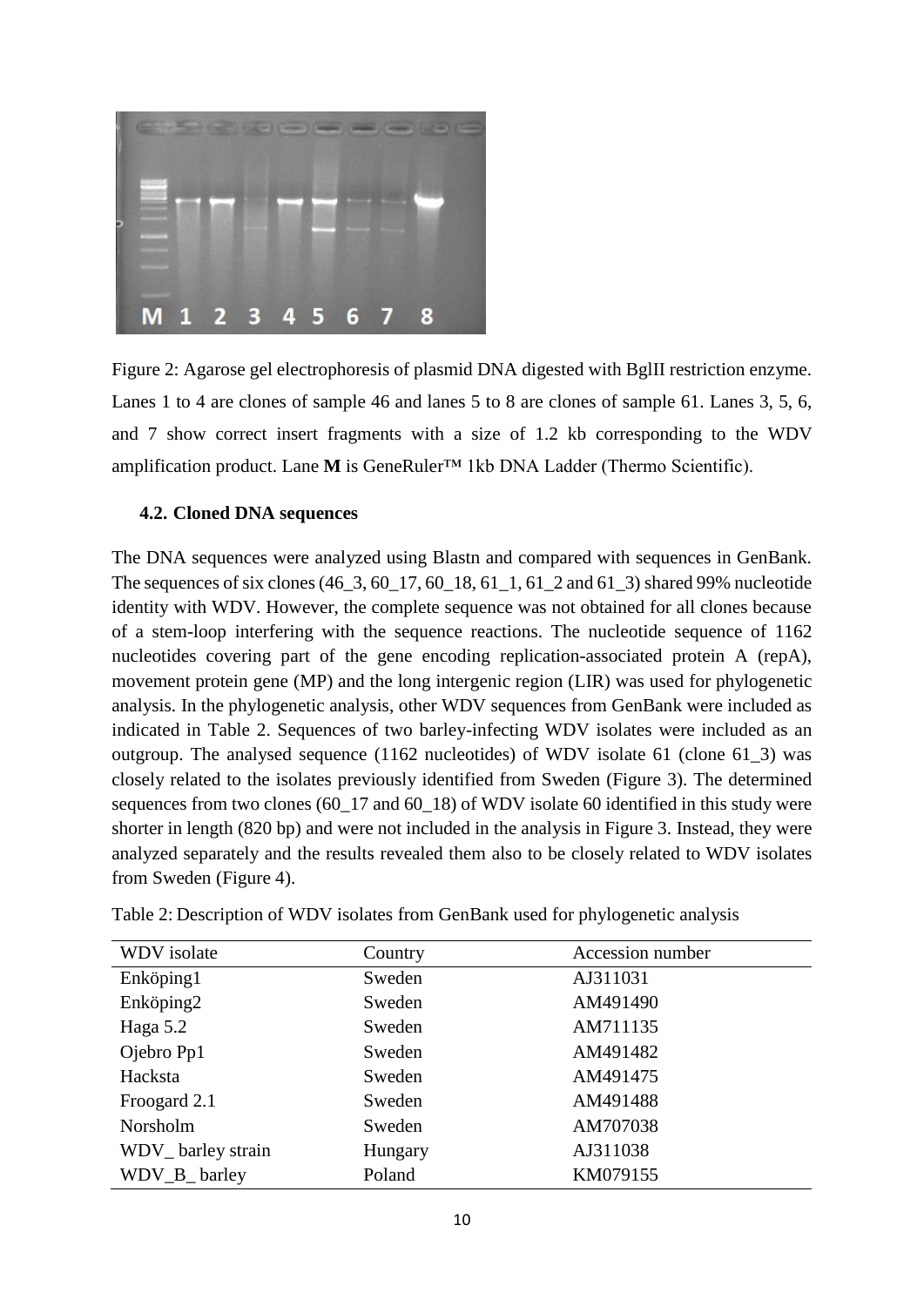Figure 2: Agarose gel electrophoresis of plasmid DNA digested with BglII restriction enzyme. Lanes 1 to 4 are clones of sample 46 and lanes 5 to 8 are clones of sample 61. Lanes 3, 5, 6, and 7 show correct insert fragments with a size of 1.2 kb corresponding to the WDV amplification product. Lane **M** is GeneRuler™ 1kb DNA Ladder (Thermo Scientific).

### 4.2. Cloned DNA sequences

The DNA sequences were analyzed using Blastn and compared with sequences in GenBank. The sequences of six clones (46_3, 60_17, 60_18, 61_1, 61_2 and 61_3) shared 99% nucleotide identity with WDV. However, the complete sequence was not obtained for all clones because of a stem-loop interfering with the sequence reactions. The nucleotide sequence of 1162 nucleotides covering part of the gene encoding replication-associated protein A (repA), movement protein gene (MP) and the long intergenic region (LIR) was used for phylogenetic analysis. In the phylogenetic analysis, other WDV sequences from GenBank were included as indicated in Table 2. Sequences of two barley-infecting WDV isolates were included as an outgroup. The analysed sequence (1162 nucleotides) of WDV isolate 61 (clone 61_3) was closely related to the isolates previously identified from Sweden (Figure 3). The determined sequences from two clones (60_17 and 60_18) of WDV isolate 60 identified in this study were shorter in length (820 bp) and were not included in the analysis in Figure 3. Instead, they were analyzed separately and the results revealed them also to be closely related to WDV isolates from Sweden (Figure 4).

Table 2: Description of WDV isolates from GenBank used for phylogenetic analysis

| WDV isolate | Country | Accession number |
|---|---|---|
| Enköping1 | Sweden | AJ311031 |
| Enköping2 | Sweden | AM491490 |
| Haga 5.2 | Sweden | AM711135 |
| Ojebro Pp1 | Sweden | AM491482 |
| Hacksta | Sweden | AM491475 |
| Froogard 2.1 | Sweden | AM491488 |
| Norsholm | Sweden | AM707038 |
| WDV_ barley strain | Hungary | AJ311038 |
| WDV_B_ barley | Poland | KM079155 |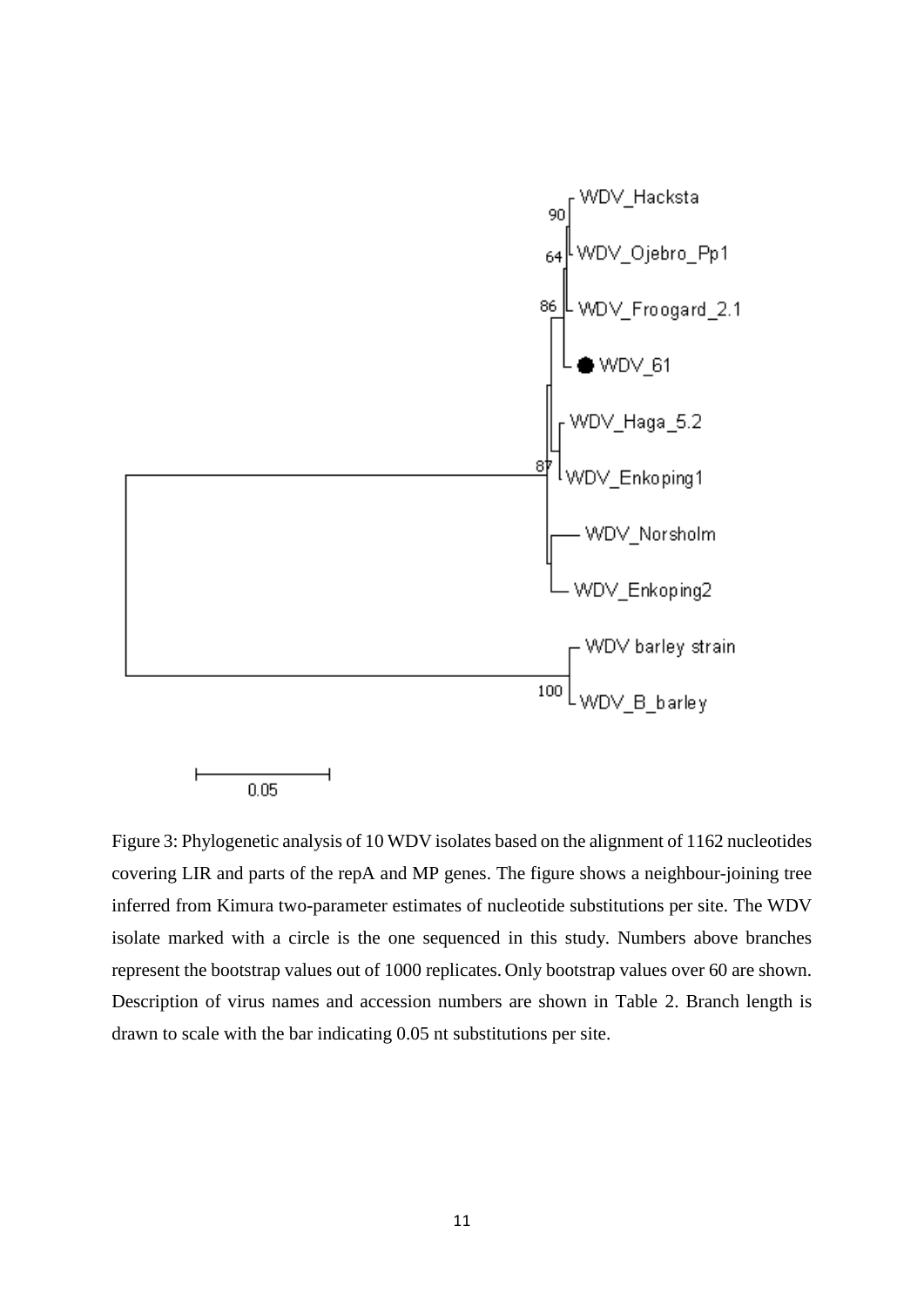Figure 3: Phylogenetic analysis of 10 WDV isolates based on the alignment of 1162 nucleotides covering LIR and parts of the repA and MP genes. The figure shows a neighbour-joining tree inferred from Kimura two-parameter estimates of nucleotide substitutions per site. The WDV isolate marked with a circle is the one sequenced in this study. Numbers above branches represent the bootstrap values out of 1000 replicates. Only bootstrap values over 60 are shown. Description of virus names and accession numbers are shown in Table 2. Branch length is drawn to scale with the bar indicating 0.05 nt substitutions per site.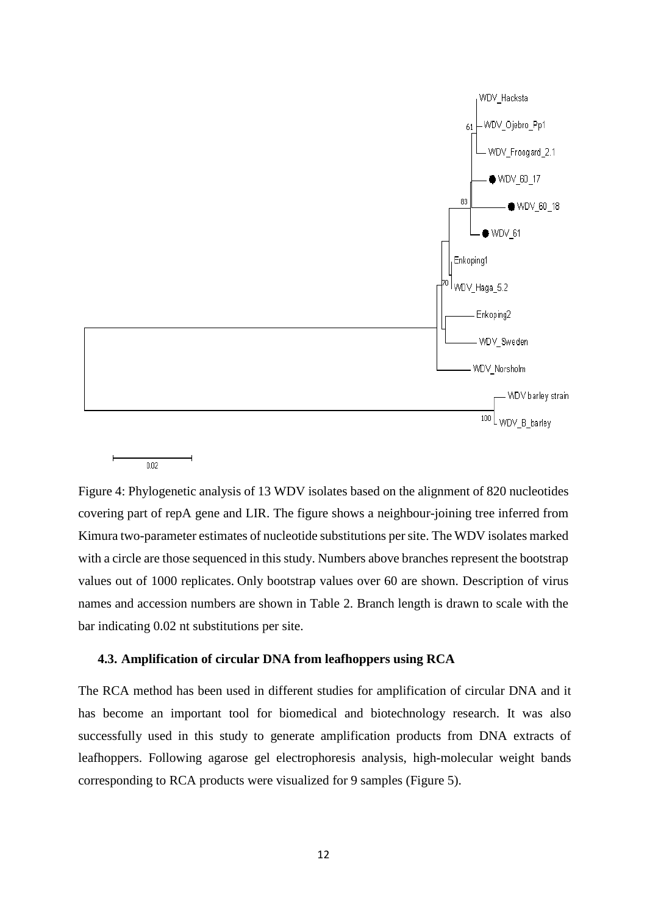Figure 4: Phylogenetic analysis of 13 WDV isolates based on the alignment of 820 nucleotides covering part of repA gene and LIR. The figure shows a neighbour-joining tree inferred from Kimura two-parameter estimates of nucleotide substitutions per site. The WDV isolates marked with a circle are those sequenced in this study. Numbers above branches represent the bootstrap values out of 1000 replicates. Only bootstrap values over 60 are shown. Description of virus names and accession numbers are shown in Table 2. Branch length is drawn to scale with the bar indicating 0.02 nt substitutions per site.

### 4.3. Amplification of circular DNA from leafhoppers using RCA

The RCA method has been used in different studies for amplification of circular DNA and it has become an important tool for biomedical and biotechnology research. It was also successfully used in this study to generate amplification products from DNA extracts of leafhoppers. Following agarose gel electrophoresis analysis, high-molecular weight bands corresponding to RCA products were visualized for 9 samples (Figure 5).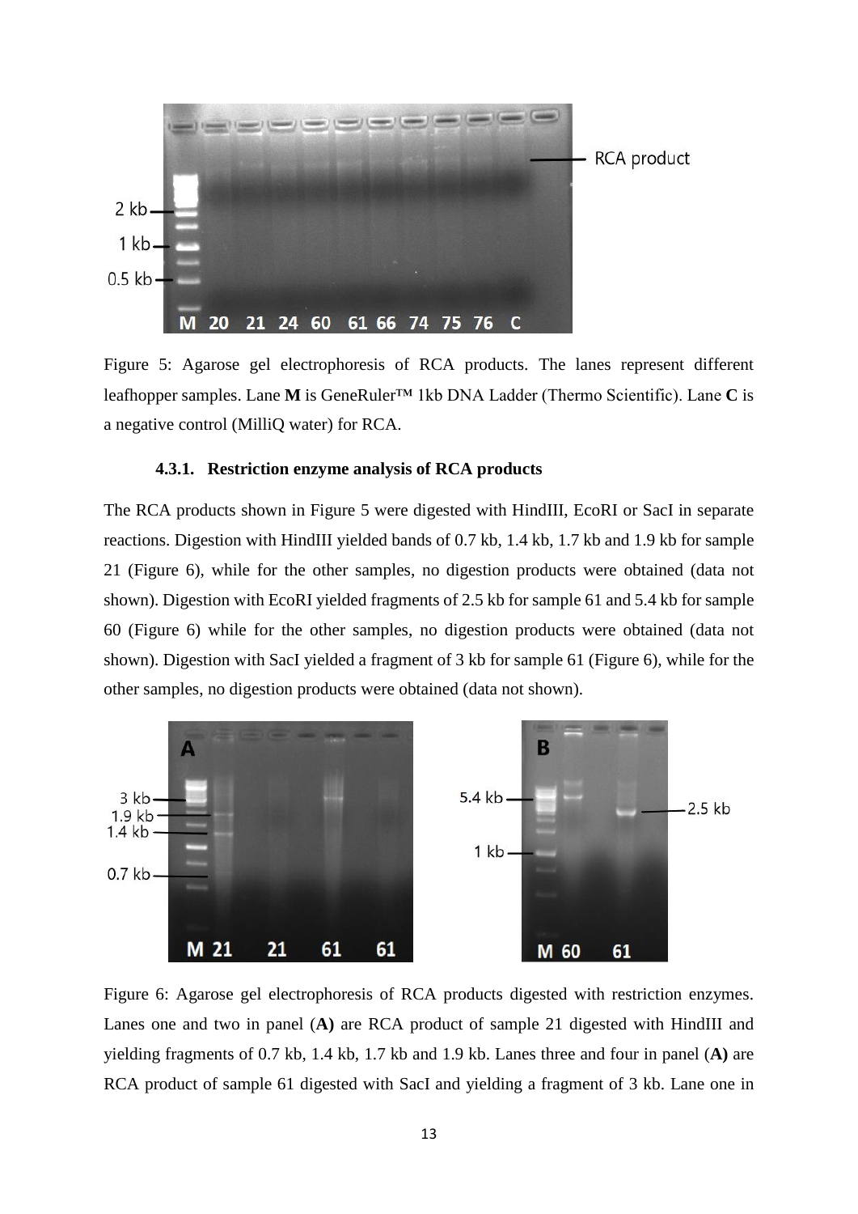Figure 5: Agarose gel electrophoresis of RCA products. The lanes represent different leafhopper samples. Lane **M** is GeneRuler™ 1kb DNA Ladder (Thermo Scientific). Lane **C** is a negative control (MilliQ water) for RCA.

### 4.3.1. Restriction enzyme analysis of RCA products

The RCA products shown in Figure 5 were digested with HindIII, EcoRI or SacI in separate reactions. Digestion with HindIII yielded bands of 0.7 kb, 1.4 kb, 1.7 kb and 1.9 kb for sample 21 (Figure 6), while for the other samples, no digestion products were obtained (data not shown). Digestion with EcoRI yielded fragments of 2.5 kb for sample 61 and 5.4 kb for sample 60 (Figure 6) while for the other samples, no digestion products were obtained (data not shown). Digestion with SacI yielded a fragment of 3 kb for sample 61 (Figure 6), while for the other samples, no digestion products were obtained (data not shown).

Figure 6: Agarose gel electrophoresis of RCA products digested with restriction enzymes. Lanes one and two in panel (**A)** are RCA product of sample 21 digested with HindIII and yielding fragments of 0.7 kb, 1.4 kb, 1.7 kb and 1.9 kb. Lanes three and four in panel (**A)** are RCA product of sample 61 digested with SacI and yielding a fragment of 3 kb. Lane one in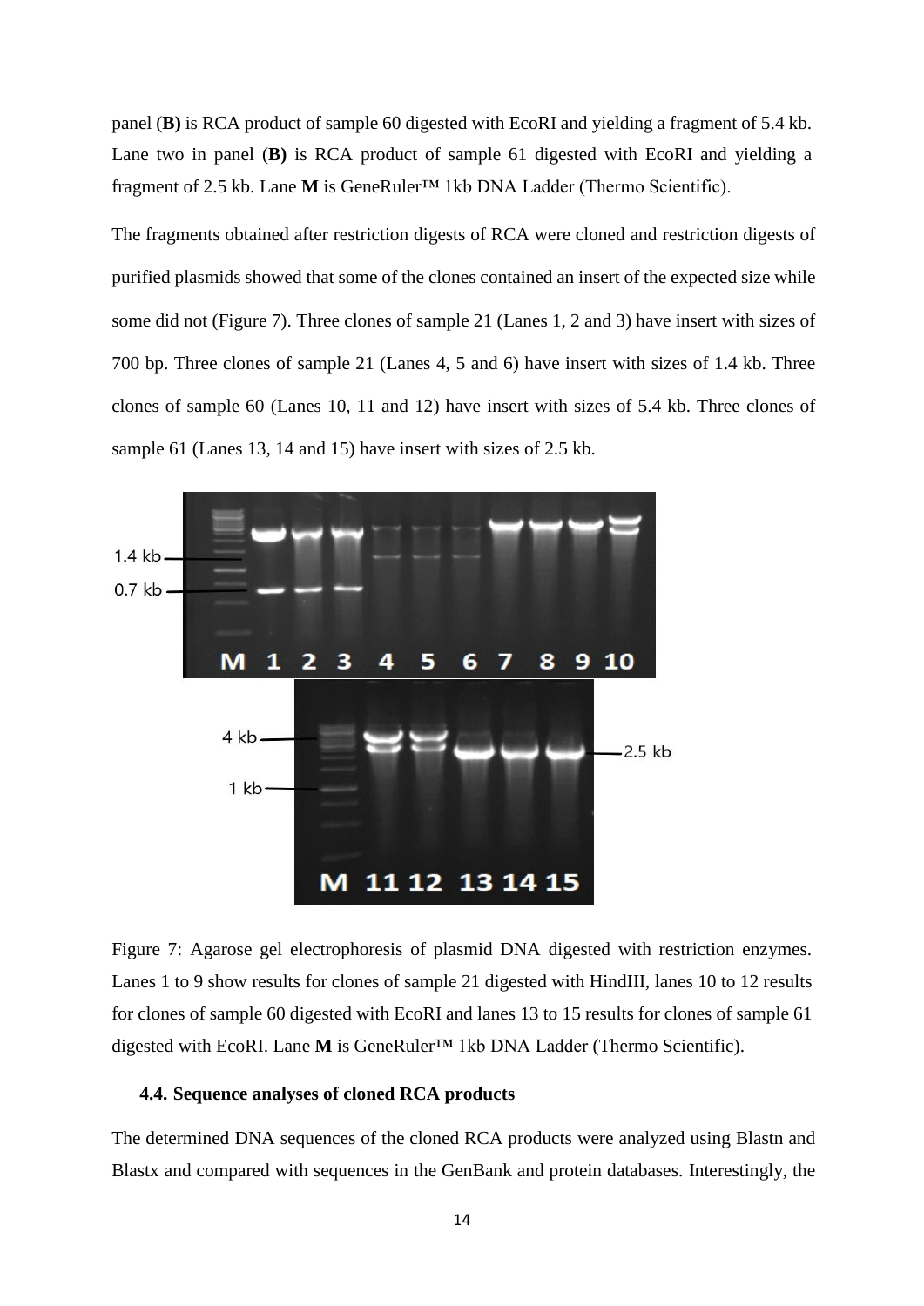panel (**B)** is RCA product of sample 60 digested with EcoRI and yielding a fragment of 5.4 kb. Lane two in panel (**B)** is RCA product of sample 61 digested with EcoRI and yielding a fragment of 2.5 kb. Lane **M** is GeneRuler™ 1kb DNA Ladder (Thermo Scientific).

The fragments obtained after restriction digests of RCA were cloned and restriction digests of purified plasmids showed that some of the clones contained an insert of the expected size while some did not (Figure 7). Three clones of sample 21 (Lanes 1, 2 and 3) have insert with sizes of 700 bp. Three clones of sample 21 (Lanes 4, 5 and 6) have insert with sizes of 1.4 kb. Three clones of sample 60 (Lanes 10, 11 and 12) have insert with sizes of 5.4 kb. Three clones of sample 61 (Lanes 13, 14 and 15) have insert with sizes of 2.5 kb.

Figure 7: Agarose gel electrophoresis of plasmid DNA digested with restriction enzymes. Lanes 1 to 9 show results for clones of sample 21 digested with HindIII, lanes 10 to 12 results for clones of sample 60 digested with EcoRI and lanes 13 to 15 results for clones of sample 61 digested with EcoRI. Lane **M** is GeneRuler™ 1kb DNA Ladder (Thermo Scientific).

### 4.4. Sequence analyses of cloned RCA products

The determined DNA sequences of the cloned RCA products were analyzed using Blastn and Blastx and compared with sequences in the GenBank and protein databases. Interestingly, the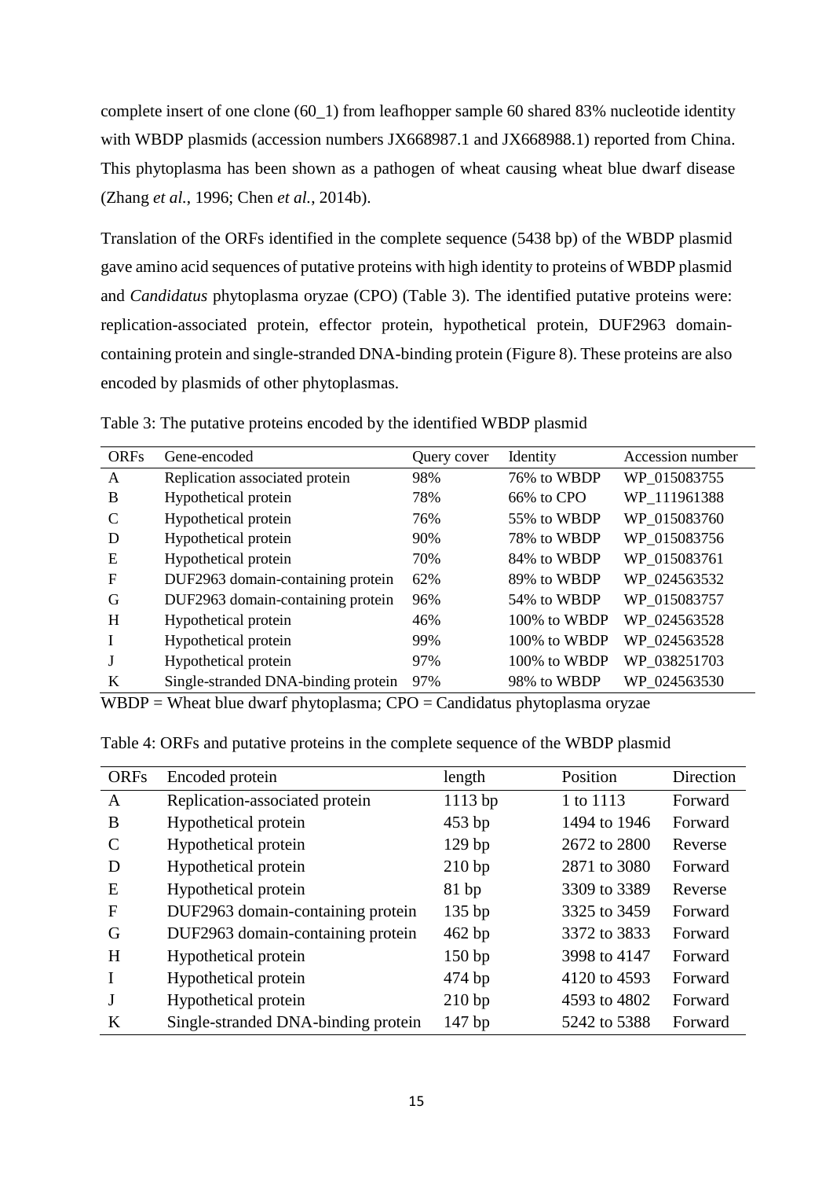complete insert of one clone (60_1) from leafhopper sample 60 shared 83% nucleotide identity with WBDP plasmids (accession numbers JX668987.1 and JX668988.1) reported from China. This phytoplasma has been shown as a pathogen of wheat causing wheat blue dwarf disease (Zhang *et al.*, 1996; Chen *et al.*, 2014b).

Translation of the ORFs identified in the complete sequence (5438 bp) of the WBDP plasmid gave amino acid sequences of putative proteins with high identity to proteins of WBDP plasmid and *Candidatus* phytoplasma oryzae (CPO) (Table 3). The identified putative proteins were: replication-associated protein, effector protein, hypothetical protein, DUF2963 domain-containing protein and single-stranded DNA-binding protein (Figure 8). These proteins are also encoded by plasmids of other phytoplasmas.

Table 3: The putative proteins encoded by the identified WBDP plasmid

| ORFs | Gene-encoded | Query cover | Identity | Accession number |
|---|---|---|---|---|
| A | Replication associated protein | 98% | 76% to WBDP | WP_015083755 |
| B | Hypothetical protein | 78% | 66% to CPO | WP_111961388 |
| C | Hypothetical protein | 76% | 55% to WBDP | WP_015083760 |
| D | Hypothetical protein | 90% | 78% to WBDP | WP_015083756 |
| E | Hypothetical protein | 70% | 84% to WBDP | WP_015083761 |
| F | DUF2963 domain-containing protein | 62% | 89% to WBDP | WP_024563532 |
| G | DUF2963 domain-containing protein | 96% | 54% to WBDP | WP_015083757 |
| H | Hypothetical protein | 46% | 100% to WBDP | WP_024563528 |
| I | Hypothetical protein | 99% | 100% to WBDP | WP_024563528 |
| J | Hypothetical protein | 97% | 100% to WBDP | WP_038251703 |
| K | Single-stranded DNA-binding protein | 97% | 98% to WBDP | WP_024563530 |

WBDP = Wheat blue dwarf phytoplasma; CPO = Candidatus phytoplasma oryzae

Table 4: ORFs and putative proteins in the complete sequence of the WBDP plasmid

| ORFs | Encoded protein | length | Position | Direction |
|---|---|---|---|---|
| A | Replication-associated protein | 1113 bp | 1 to 1113 | Forward |
| B | Hypothetical protein | 453 bp | 1494 to 1946 | Forward |
| C | Hypothetical protein | 129 bp | 2672 to 2800 | Reverse |
| D | Hypothetical protein | 210 bp | 2871 to 3080 | Forward |
| E | Hypothetical protein | 81 bp | 3309 to 3389 | Reverse |
| F | DUF2963 domain-containing protein | 135 bp | 3325 to 3459 | Forward |
| G | DUF2963 domain-containing protein | 462 bp | 3372 to 3833 | Forward |
| H | Hypothetical protein | 150 bp | 3998 to 4147 | Forward |
| I | Hypothetical protein | 474 bp | 4120 to 4593 | Forward |
| J | Hypothetical protein | 210 bp | 4593 to 4802 | Forward |
| K | Single-stranded DNA-binding protein | 147 bp | 5242 to 5388 | Forward |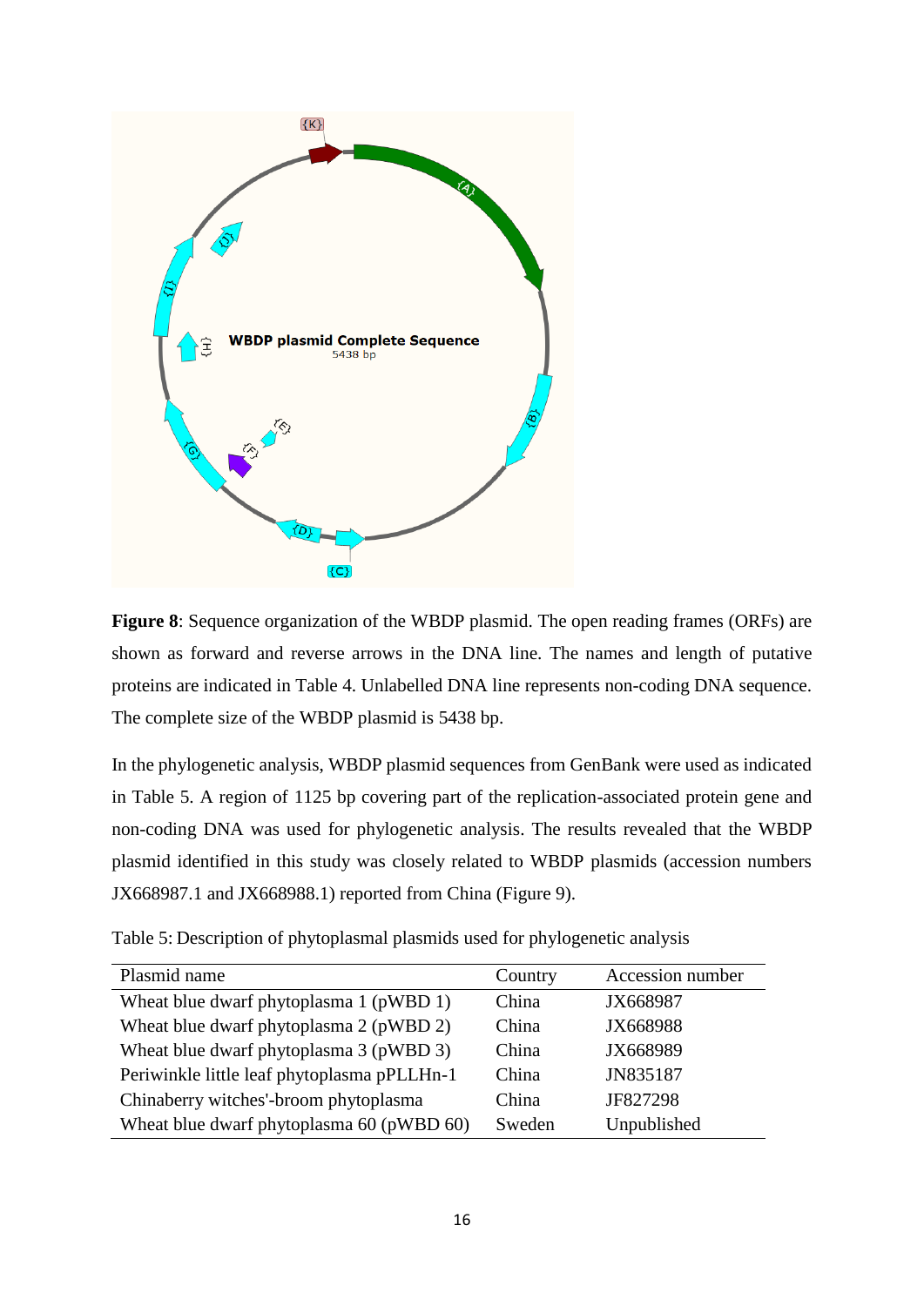**Figure 8**: Sequence organization of the WBDP plasmid. The open reading frames (ORFs) are shown as forward and reverse arrows in the DNA line. The names and length of putative proteins are indicated in Table 4. Unlabelled DNA line represents non-coding DNA sequence. The complete size of the WBDP plasmid is 5438 bp.

In the phylogenetic analysis, WBDP plasmid sequences from GenBank were used as indicated in Table 5. A region of 1125 bp covering part of the replication-associated protein gene and non-coding DNA was used for phylogenetic analysis. The results revealed that the WBDP plasmid identified in this study was closely related to WBDP plasmids (accession numbers JX668987.1 and JX668988.1) reported from China (Figure 9).

Table 5: Description of phytoplasmal plasmids used for phylogenetic analysis

| Plasmid name | Country | Accession number |
|---|---|---|
| Wheat blue dwarf phytoplasma 1 (pWBD 1) | China | JX668987 |
| Wheat blue dwarf phytoplasma 2 (pWBD 2) | China | JX668988 |
| Wheat blue dwarf phytoplasma 3 (pWBD 3) | China | JX668989 |
| Periwinkle little leaf phytoplasma pPLLHn-1 | China | JN835187 |
| Chinaberry witches'-broom phytoplasma | China | JF827298 |
| Wheat blue dwarf phytoplasma 60 (pWBD 60) | Sweden | Unpublished |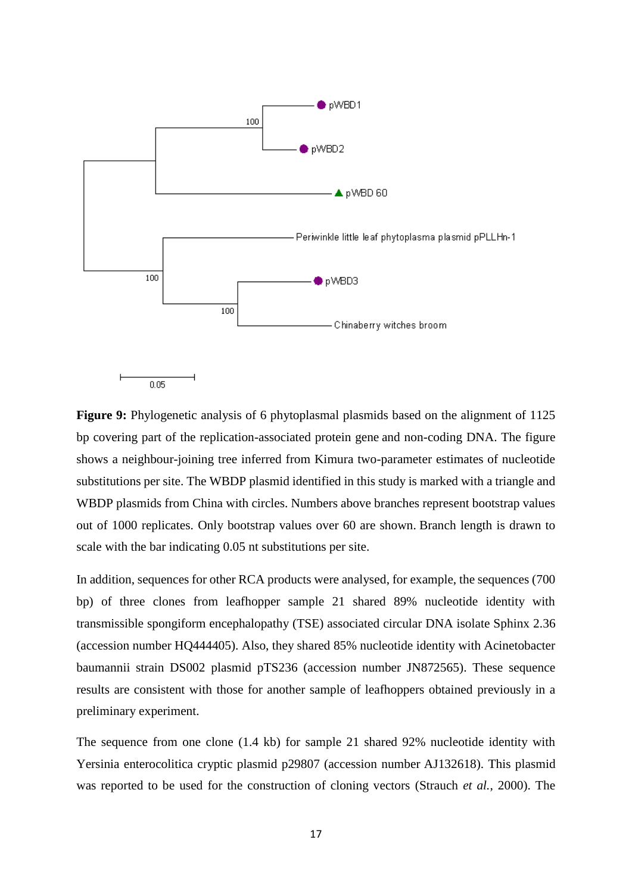**Figure 9:** Phylogenetic analysis of 6 phytoplasmal plasmids based on the alignment of 1125 bp covering part of the replication-associated protein gene and non-coding DNA. The figure shows a neighbour-joining tree inferred from Kimura two-parameter estimates of nucleotide substitutions per site. The WBDP plasmid identified in this study is marked with a triangle and WBDP plasmids from China with circles. Numbers above branches represent bootstrap values out of 1000 replicates. Only bootstrap values over 60 are shown. Branch length is drawn to scale with the bar indicating 0.05 nt substitutions per site.

In addition, sequences for other RCA products were analysed, for example, the sequences (700 bp) of three clones from leafhopper sample 21 shared 89% nucleotide identity with transmissible spongiform encephalopathy (TSE) associated circular DNA isolate Sphinx 2.36 (accession number HQ444405). Also, they shared 85% nucleotide identity with Acinetobacter baumannii strain DS002 plasmid pTS236 (accession number JN872565). These sequence results are consistent with those for another sample of leafhoppers obtained previously in a preliminary experiment.

The sequence from one clone (1.4 kb) for sample 21 shared 92% nucleotide identity with Yersinia enterocolitica cryptic plasmid p29807 (accession number AJ132618). This plasmid was reported to be used for the construction of cloning vectors (Strauch *et al.*, 2000). The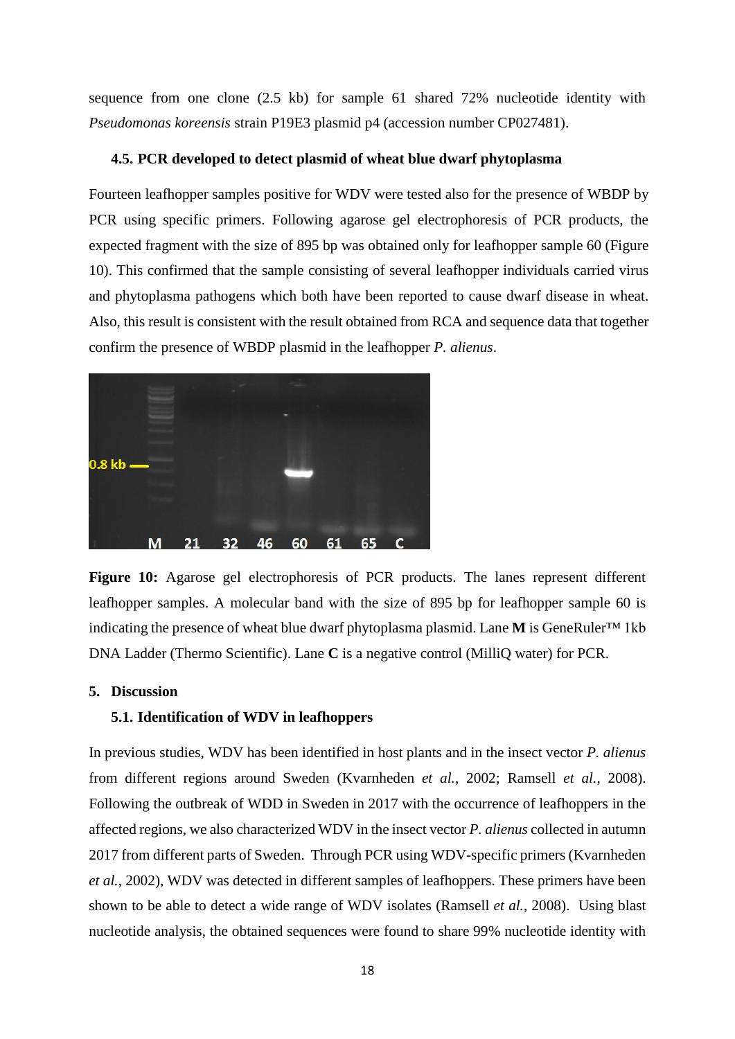sequence from one clone (2.5 kb) for sample 61 shared 72% nucleotide identity with *Pseudomonas koreensis* strain P19E3 plasmid p4 (accession number CP027481).

### 4.5. PCR developed to detect plasmid of wheat blue dwarf phytoplasma

Fourteen leafhopper samples positive for WDV were tested also for the presence of WBDP by PCR using specific primers. Following agarose gel electrophoresis of PCR products, the expected fragment with the size of 895 bp was obtained only for leafhopper sample 60 (Figure 10). This confirmed that the sample consisting of several leafhopper individuals carried virus and phytoplasma pathogens which both have been reported to cause dwarf disease in wheat. Also, this result is consistent with the result obtained from RCA and sequence data that together confirm the presence of WBDP plasmid in the leafhopper *P. alienus*.

**Figure 10:** Agarose gel electrophoresis of PCR products. The lanes represent different leafhopper samples. A molecular band with the size of 895 bp for leafhopper sample 60 is indicating the presence of wheat blue dwarf phytoplasma plasmid. Lane **M** is GeneRuler™ 1kb DNA Ladder (Thermo Scientific). Lane **C** is a negative control (MilliQ water) for PCR.

## 5. Discussion

### 5.1. Identification of WDV in leafhoppers

In previous studies, WDV has been identified in host plants and in the insect vector *P. alienus* from different regions around Sweden (Kvarnheden *et al.*, 2002; Ramsell *et al.*, 2008). Following the outbreak of WDD in Sweden in 2017 with the occurrence of leafhoppers in the affected regions, we also characterized WDV in the insect vector *P. alienus* collected in autumn 2017 from different parts of Sweden. Through PCR using WDV-specific primers (Kvarnheden *et al.*, 2002), WDV was detected in different samples of leafhoppers. These primers have been shown to be able to detect a wide range of WDV isolates (Ramsell *et al.*, 2008). Using blast nucleotide analysis, the obtained sequences were found to share 99% nucleotide identity with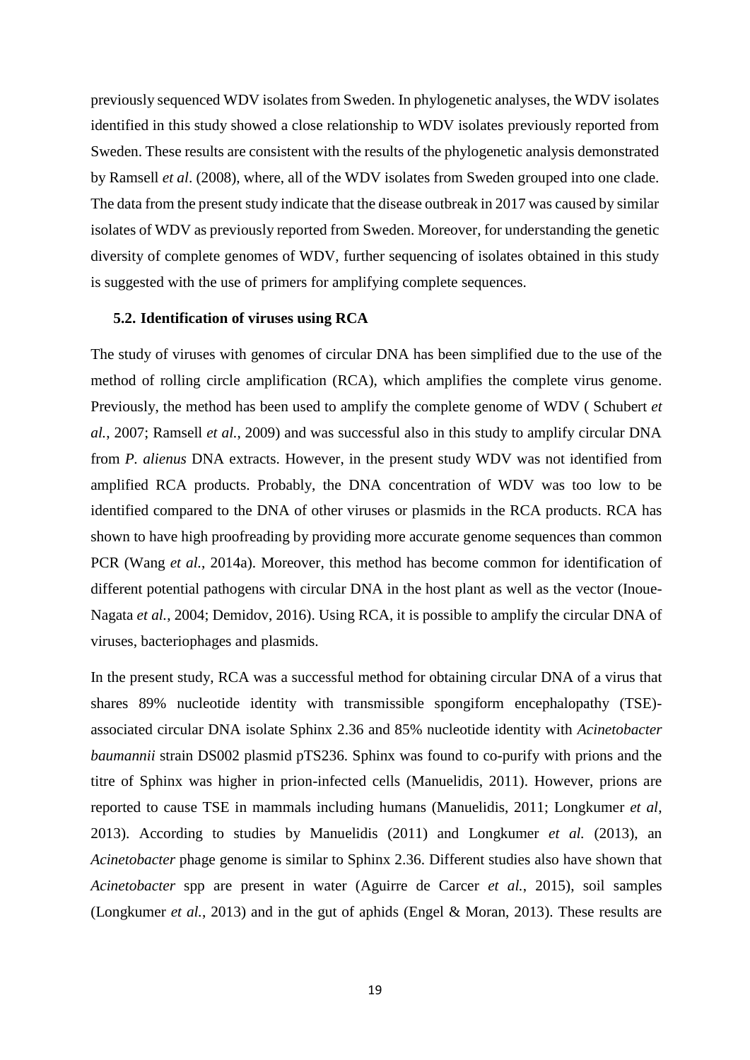previously sequenced WDV isolates from Sweden. In phylogenetic analyses, the WDV isolates identified in this study showed a close relationship to WDV isolates previously reported from Sweden. These results are consistent with the results of the phylogenetic analysis demonstrated by Ramsell *et al*. (2008), where, all of the WDV isolates from Sweden grouped into one clade. The data from the present study indicate that the disease outbreak in 2017 was caused by similar isolates of WDV as previously reported from Sweden. Moreover, for understanding the genetic diversity of complete genomes of WDV, further sequencing of isolates obtained in this study is suggested with the use of primers for amplifying complete sequences.

### 5.2. Identification of viruses using RCA

The study of viruses with genomes of circular DNA has been simplified due to the use of the method of rolling circle amplification (RCA), which amplifies the complete virus genome. Previously, the method has been used to amplify the complete genome of WDV ( Schubert *et al.*, 2007; Ramsell *et al.*, 2009) and was successful also in this study to amplify circular DNA from *P. alienus* DNA extracts. However, in the present study WDV was not identified from amplified RCA products. Probably, the DNA concentration of WDV was too low to be identified compared to the DNA of other viruses or plasmids in the RCA products. RCA has shown to have high proofreading by providing more accurate genome sequences than common PCR (Wang *et al.*, 2014a). Moreover, this method has become common for identification of different potential pathogens with circular DNA in the host plant as well as the vector (Inoue-Nagata *et al.*, 2004; Demidov, 2016). Using RCA, it is possible to amplify the circular DNA of viruses, bacteriophages and plasmids.

In the present study, RCA was a successful method for obtaining circular DNA of a virus that shares 89% nucleotide identity with transmissible spongiform encephalopathy (TSE)-associated circular DNA isolate Sphinx 2.36 and 85% nucleotide identity with *Acinetobacter baumannii* strain DS002 plasmid pTS236. Sphinx was found to co-purify with prions and the titre of Sphinx was higher in prion-infected cells (Manuelidis, 2011). However, prions are reported to cause TSE in mammals including humans (Manuelidis, 2011; Longkumer *et al*, 2013). According to studies by Manuelidis (2011) and Longkumer *et al.* (2013), an *Acinetobacter* phage genome is similar to Sphinx 2.36. Different studies also have shown that *Acinetobacter* spp are present in water (Aguirre de Carcer *et al.*, 2015), soil samples (Longkumer *et al.*, 2013) and in the gut of aphids (Engel & Moran, 2013). These results are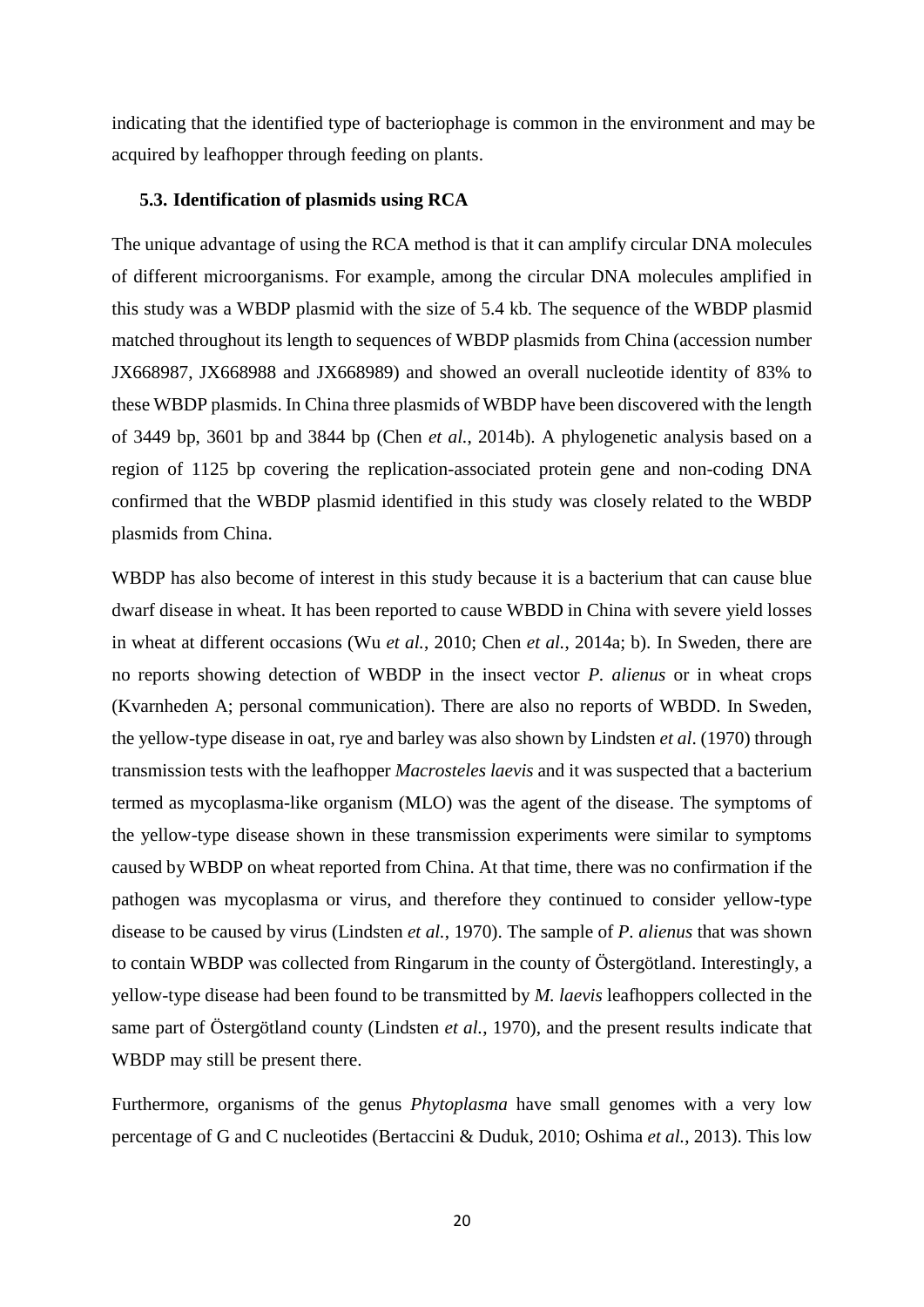indicating that the identified type of bacteriophage is common in the environment and may be acquired by leafhopper through feeding on plants.

### 5.3. Identification of plasmids using RCA

The unique advantage of using the RCA method is that it can amplify circular DNA molecules of different microorganisms. For example, among the circular DNA molecules amplified in this study was a WBDP plasmid with the size of 5.4 kb. The sequence of the WBDP plasmid matched throughout its length to sequences of WBDP plasmids from China (accession number JX668987, JX668988 and JX668989) and showed an overall nucleotide identity of 83% to these WBDP plasmids. In China three plasmids of WBDP have been discovered with the length of 3449 bp, 3601 bp and 3844 bp (Chen *et al.*, 2014b). A phylogenetic analysis based on a region of 1125 bp covering the replication-associated protein gene and non-coding DNA confirmed that the WBDP plasmid identified in this study was closely related to the WBDP plasmids from China.

WBDP has also become of interest in this study because it is a bacterium that can cause blue dwarf disease in wheat. It has been reported to cause WBDD in China with severe yield losses in wheat at different occasions (Wu *et al.*, 2010; Chen *et al.*, 2014a; b). In Sweden, there are no reports showing detection of WBDP in the insect vector *P. alienus* or in wheat crops (Kvarnheden A; personal communication). There are also no reports of WBDD. In Sweden, the yellow-type disease in oat, rye and barley was also shown by Lindsten *et al*. (1970) through transmission tests with the leafhopper *Macrosteles laevis* and it was suspected that a bacterium termed as mycoplasma-like organism (MLO) was the agent of the disease. The symptoms of the yellow-type disease shown in these transmission experiments were similar to symptoms caused by WBDP on wheat reported from China. At that time, there was no confirmation if the pathogen was mycoplasma or virus, and therefore they continued to consider yellow-type disease to be caused by virus (Lindsten *et al.*, 1970). The sample of *P. alienus* that was shown to contain WBDP was collected from Ringarum in the county of Östergötland. Interestingly, a yellow-type disease had been found to be transmitted by *M. laevis* leafhoppers collected in the same part of Östergötland county (Lindsten *et al.*, 1970), and the present results indicate that WBDP may still be present there.

Furthermore, organisms of the genus *Phytoplasma* have small genomes with a very low percentage of G and C nucleotides (Bertaccini & Duduk, 2010; Oshima *et al.*, 2013). This low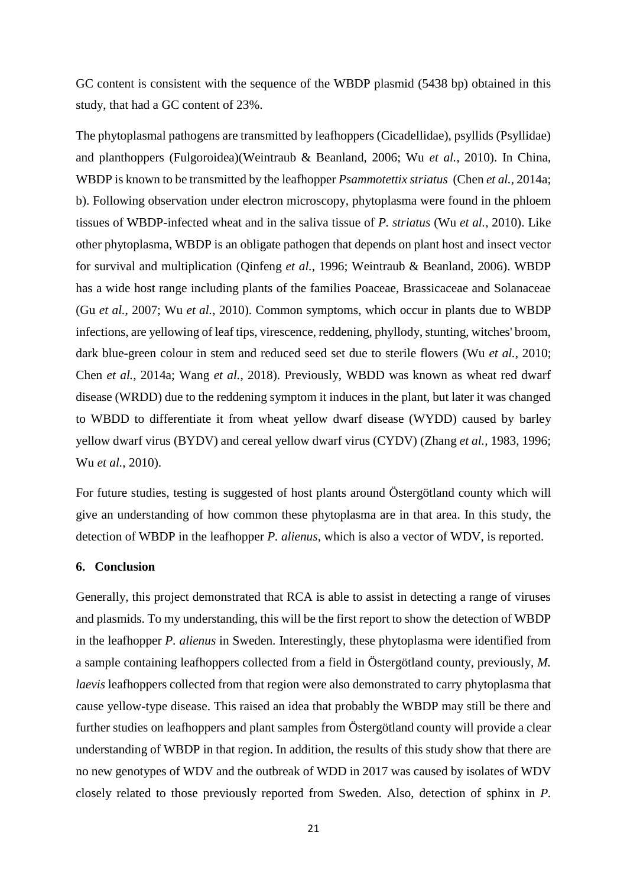GC content is consistent with the sequence of the WBDP plasmid (5438 bp) obtained in this study, that had a GC content of 23%.

The phytoplasmal pathogens are transmitted by leafhoppers (Cicadellidae), psyllids (Psyllidae) and planthoppers (Fulgoroidea)(Weintraub & Beanland, 2006; Wu *et al.*, 2010). In China, WBDP is known to be transmitted by the leafhopper *Psammotettix striatus* (Chen *et al.*, 2014a; b). Following observation under electron microscopy, phytoplasma were found in the phloem tissues of WBDP-infected wheat and in the saliva tissue of *P. striatus* (Wu *et al.*, 2010). Like other phytoplasma, WBDP is an obligate pathogen that depends on plant host and insect vector for survival and multiplication (Qinfeng *et al.*, 1996; Weintraub & Beanland, 2006). WBDP has a wide host range including plants of the families Poaceae, Brassicaceae and Solanaceae (Gu *et al.*, 2007; Wu *et al.*, 2010). Common symptoms, which occur in plants due to WBDP infections, are yellowing of leaf tips, virescence, reddening, phyllody, stunting, witches' broom, dark blue-green colour in stem and reduced seed set due to sterile flowers (Wu *et al.*, 2010; Chen *et al.*, 2014a; Wang *et al.*, 2018). Previously, WBDD was known as wheat red dwarf disease (WRDD) due to the reddening symptom it induces in the plant, but later it was changed to WBDD to differentiate it from wheat yellow dwarf disease (WYDD) caused by barley yellow dwarf virus (BYDV) and cereal yellow dwarf virus (CYDV) (Zhang *et al.*, 1983, 1996; Wu *et al.*, 2010).

For future studies, testing is suggested of host plants around Östergötland county which will give an understanding of how common these phytoplasma are in that area. In this study, the detection of WBDP in the leafhopper *P. alienus*, which is also a vector of WDV, is reported.

## 6. Conclusion

Generally, this project demonstrated that RCA is able to assist in detecting a range of viruses and plasmids. To my understanding, this will be the first report to show the detection of WBDP in the leafhopper *P. alienus* in Sweden. Interestingly, these phytoplasma were identified from a sample containing leafhoppers collected from a field in Östergötland county, previously, *M. laevis* leafhoppers collected from that region were also demonstrated to carry phytoplasma that cause yellow-type disease. This raised an idea that probably the WBDP may still be there and further studies on leafhoppers and plant samples from Östergötland county will provide a clear understanding of WBDP in that region. In addition, the results of this study show that there are no new genotypes of WDV and the outbreak of WDD in 2017 was caused by isolates of WDV closely related to those previously reported from Sweden. Also, detection of sphinx in *P.*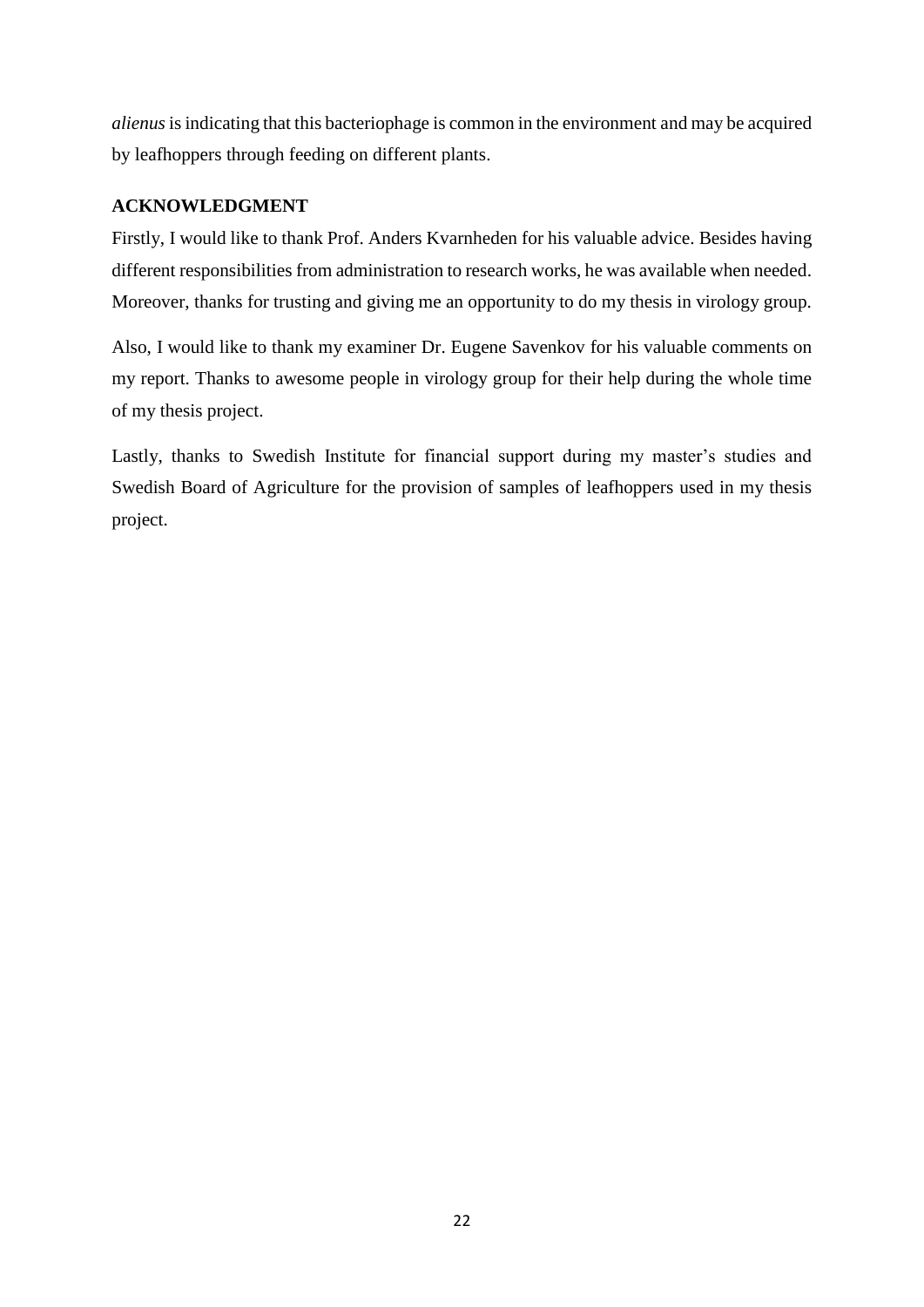*alienus* is indicating that this bacteriophage is common in the environment and may be acquired by leafhoppers through feeding on different plants.

## ACKNOWLEDGMENT

Firstly, I would like to thank Prof. Anders Kvarnheden for his valuable advice. Besides having different responsibilities from administration to research works, he was available when needed. Moreover, thanks for trusting and giving me an opportunity to do my thesis in virology group.

Also, I would like to thank my examiner Dr. Eugene Savenkov for his valuable comments on my report. Thanks to awesome people in virology group for their help during the whole time of my thesis project.

Lastly, thanks to Swedish Institute for financial support during my master's studies and Swedish Board of Agriculture for the provision of samples of leafhoppers used in my thesis project.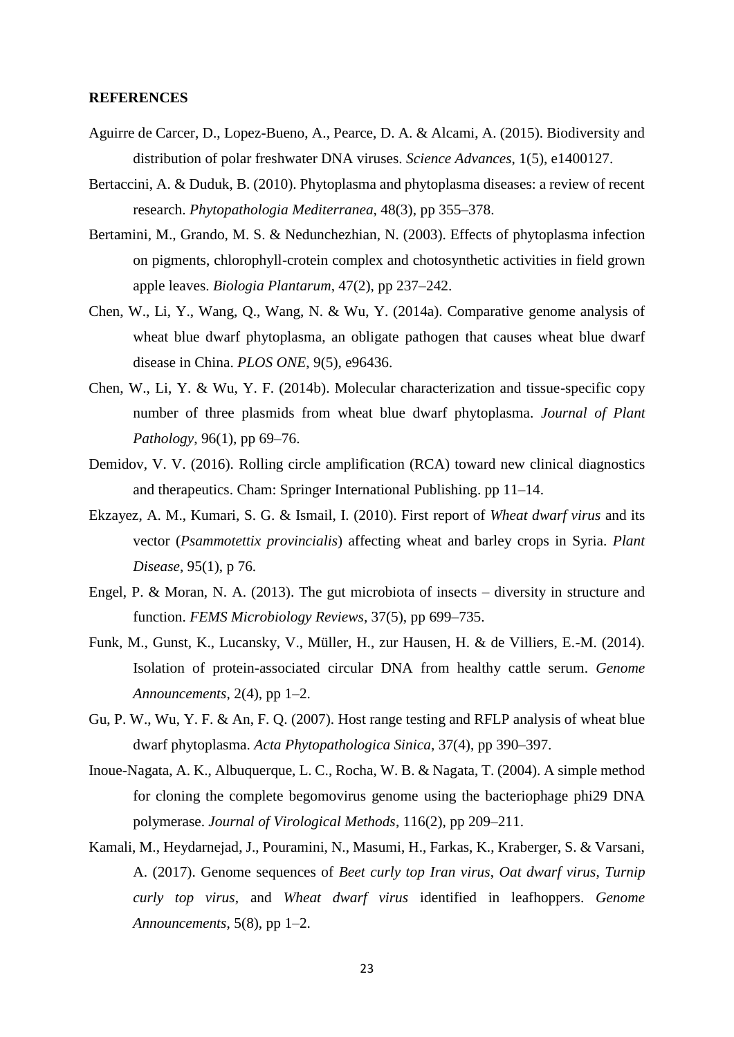**REFERENCES**

Aguirre de Carcer, D., Lopez-Bueno, A., Pearce, D. A. & Alcami, A. (2015). Biodiversity and distribution of polar freshwater DNA viruses. *Science Advances*, 1(5), e1400127.

Bertaccini, A. & Duduk, B. (2010). Phytoplasma and phytoplasma diseases: a review of recent research. *Phytopathologia Mediterranea*, 48(3), pp 355–378.

Bertamini, M., Grando, M. S. & Nedunchezhian, N. (2003). Effects of phytoplasma infection on pigments, chlorophyll-crotein complex and chotosynthetic activities in field grown apple leaves. *Biologia Plantarum*, 47(2), pp 237–242.

Chen, W., Li, Y., Wang, Q., Wang, N. & Wu, Y. (2014a). Comparative genome analysis of wheat blue dwarf phytoplasma, an obligate pathogen that causes wheat blue dwarf disease in China. *PLOS ONE*, 9(5), e96436.

Chen, W., Li, Y. & Wu, Y. F. (2014b). Molecular characterization and tissue-specific copy number of three plasmids from wheat blue dwarf phytoplasma. *Journal of Plant Pathology*, 96(1), pp 69–76.

Demidov, V. V. (2016). Rolling circle amplification (RCA) toward new clinical diagnostics and therapeutics. Cham: Springer International Publishing. pp 11–14.

Ekzayez, A. M., Kumari, S. G. & Ismail, I. (2010). First report of *Wheat dwarf virus* and its vector (*Psammotettix provincialis*) affecting wheat and barley crops in Syria. *Plant Disease*, 95(1), p 76.

Engel, P. & Moran, N. A. (2013). The gut microbiota of insects – diversity in structure and function. *FEMS Microbiology Reviews*, 37(5), pp 699–735.

Funk, M., Gunst, K., Lucansky, V., Müller, H., zur Hausen, H. & de Villiers, E.-M. (2014). Isolation of protein-associated circular DNA from healthy cattle serum. *Genome Announcements*, 2(4), pp 1–2.

Gu, P. W., Wu, Y. F. & An, F. Q. (2007). Host range testing and RFLP analysis of wheat blue dwarf phytoplasma. *Acta Phytopathologica Sinica*, 37(4), pp 390–397.

Inoue-Nagata, A. K., Albuquerque, L. C., Rocha, W. B. & Nagata, T. (2004). A simple method for cloning the complete begomovirus genome using the bacteriophage phi29 DNA polymerase. *Journal of Virological Methods*, 116(2), pp 209–211.

Kamali, M., Heydarnejad, J., Pouramini, N., Masumi, H., Farkas, K., Kraberger, S. & Varsani, A. (2017). Genome sequences of *Beet curly top Iran virus*, *Oat dwarf virus*, *Turnip curly top virus*, and *Wheat dwarf virus* identified in leafhoppers. *Genome Announcements*, 5(8), pp 1–2.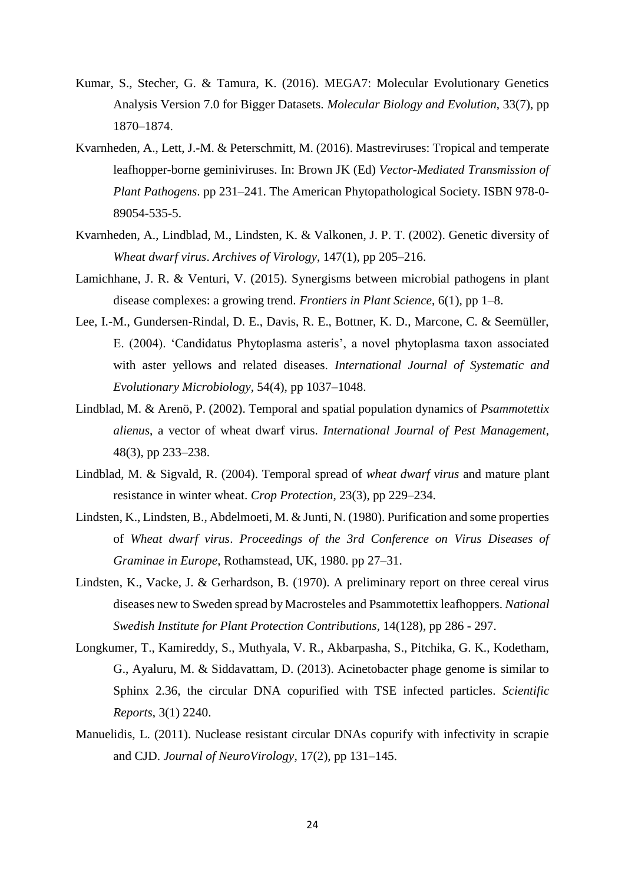Kumar, S., Stecher, G. & Tamura, K. (2016). MEGA7: Molecular Evolutionary Genetics Analysis Version 7.0 for Bigger Datasets. *Molecular Biology and Evolution*, 33(7), pp 1870–1874.

Kvarnheden, A., Lett, J.-M. & Peterschmitt, M. (2016). Mastreviruses: Tropical and temperate leafhopper-borne geminiviruses. In: Brown JK (Ed) *Vector-Mediated Transmission of Plant Pathogens*. pp 231–241. The American Phytopathological Society. ISBN 978-0-89054-535-5.

Kvarnheden, A., Lindblad, M., Lindsten, K. & Valkonen, J. P. T. (2002). Genetic diversity of *Wheat dwarf virus*. *Archives of Virology*, 147(1), pp 205–216.

Lamichhane, J. R. & Venturi, V. (2015). Synergisms between microbial pathogens in plant disease complexes: a growing trend. *Frontiers in Plant Science*, 6(1), pp 1–8.

Lee, I.-M., Gundersen-Rindal, D. E., Davis, R. E., Bottner, K. D., Marcone, C. & Seemüller, E. (2004). 'Candidatus Phytoplasma asteris', a novel phytoplasma taxon associated with aster yellows and related diseases. *International Journal of Systematic and Evolutionary Microbiology*, 54(4), pp 1037–1048.

Lindblad, M. & Arenö, P. (2002). Temporal and spatial population dynamics of *Psammotettix alienus*, a vector of wheat dwarf virus. *International Journal of Pest Management*, 48(3), pp 233–238.

Lindblad, M. & Sigvald, R. (2004). Temporal spread of *wheat dwarf virus* and mature plant resistance in winter wheat. *Crop Protection*, 23(3), pp 229–234.

Lindsten, K., Lindsten, B., Abdelmoeti, M. & Junti, N. (1980). Purification and some properties of *Wheat dwarf virus*. *Proceedings of the 3rd Conference on Virus Diseases of Graminae in Europe*, Rothamstead, UK, 1980. pp 27–31.

Lindsten, K., Vacke, J. & Gerhardson, B. (1970). A preliminary report on three cereal virus diseases new to Sweden spread by Macrosteles and Psammotettix leafhoppers. *National Swedish Institute for Plant Protection Contributions*, 14(128), pp 286 - 297.

Longkumer, T., Kamireddy, S., Muthyala, V. R., Akbarpasha, S., Pitchika, G. K., Kodetham, G., Ayaluru, M. & Siddavattam, D. (2013). Acinetobacter phage genome is similar to Sphinx 2.36, the circular DNA copurified with TSE infected particles. *Scientific Reports*, 3(1) 2240.

Manuelidis, L. (2011). Nuclease resistant circular DNAs copurify with infectivity in scrapie and CJD. *Journal of NeuroVirology*, 17(2), pp 131–145.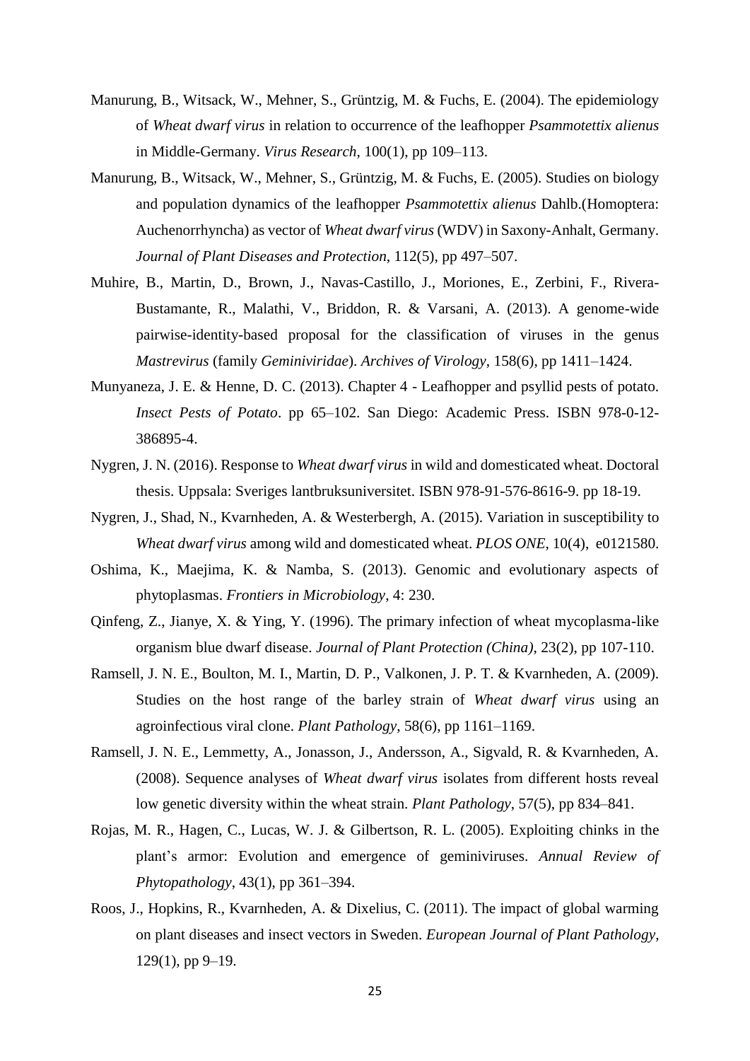Manurung, B., Witsack, W., Mehner, S., Grüntzig, M. & Fuchs, E. (2004). The epidemiology of *Wheat dwarf virus* in relation to occurrence of the leafhopper *Psammotettix alienus* in Middle-Germany. *Virus Research*, 100(1), pp 109–113.

Manurung, B., Witsack, W., Mehner, S., Grüntzig, M. & Fuchs, E. (2005). Studies on biology and population dynamics of the leafhopper *Psammotettix alienus* Dahlb.(Homoptera: Auchenorrhyncha) as vector of *Wheat dwarf virus* (WDV) in Saxony-Anhalt, Germany. *Journal of Plant Diseases and Protection*, 112(5), pp 497–507.

Muhire, B., Martin, D., Brown, J., Navas-Castillo, J., Moriones, E., Zerbini, F., Rivera-Bustamante, R., Malathi, V., Briddon, R. & Varsani, A. (2013). A genome-wide pairwise-identity-based proposal for the classification of viruses in the genus *Mastrevirus* (family *Geminiviridae*). *Archives of Virology*, 158(6), pp 1411–1424.

Munyaneza, J. E. & Henne, D. C. (2013). Chapter 4 - Leafhopper and psyllid pests of potato. *Insect Pests of Potato*. pp 65–102. San Diego: Academic Press. ISBN 978-0-12-386895-4.

Nygren, J. N. (2016). Response to *Wheat dwarf virus* in wild and domesticated wheat. Doctoral thesis. Uppsala: Sveriges lantbruksuniversitet. ISBN 978-91-576-8616-9. pp 18-19.

Nygren, J., Shad, N., Kvarnheden, A. & Westerbergh, A. (2015). Variation in susceptibility to *Wheat dwarf virus* among wild and domesticated wheat. *PLOS ONE*, 10(4), e0121580.

Oshima, K., Maejima, K. & Namba, S. (2013). Genomic and evolutionary aspects of phytoplasmas. *Frontiers in Microbiology*, 4: 230.

Qinfeng, Z., Jianye, X. & Ying, Y. (1996). The primary infection of wheat mycoplasma-like organism blue dwarf disease. *Journal of Plant Protection (China)*, 23(2), pp 107-110.

Ramsell, J. N. E., Boulton, M. I., Martin, D. P., Valkonen, J. P. T. & Kvarnheden, A. (2009). Studies on the host range of the barley strain of *Wheat dwarf virus* using an agroinfectious viral clone. *Plant Pathology*, 58(6), pp 1161–1169.

Ramsell, J. N. E., Lemmetty, A., Jonasson, J., Andersson, A., Sigvald, R. & Kvarnheden, A. (2008). Sequence analyses of *Wheat dwarf virus* isolates from different hosts reveal low genetic diversity within the wheat strain. *Plant Pathology*, 57(5), pp 834–841.

Rojas, M. R., Hagen, C., Lucas, W. J. & Gilbertson, R. L. (2005). Exploiting chinks in the plant's armor: Evolution and emergence of geminiviruses. *Annual Review of Phytopathology*, 43(1), pp 361–394.

Roos, J., Hopkins, R., Kvarnheden, A. & Dixelius, C. (2011). The impact of global warming on plant diseases and insect vectors in Sweden. *European Journal of Plant Pathology*, 129(1), pp 9–19.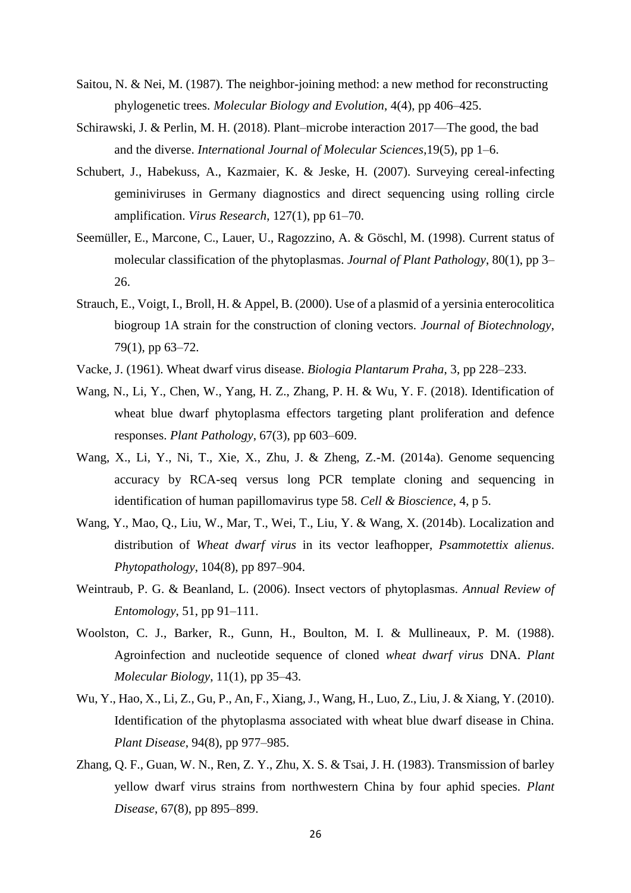Saitou, N. & Nei, M. (1987). The neighbor-joining method: a new method for reconstructing phylogenetic trees. *Molecular Biology and Evolution*, 4(4), pp 406–425.

Schirawski, J. & Perlin, M. H. (2018). Plant–microbe interaction 2017—The good, the bad and the diverse. *International Journal of Molecular Sciences*,19(5), pp 1–6.

Schubert, J., Habekuss, A., Kazmaier, K. & Jeske, H. (2007). Surveying cereal-infecting geminiviruses in Germany diagnostics and direct sequencing using rolling circle amplification. *Virus Research*, 127(1), pp 61–70.

Seemüller, E., Marcone, C., Lauer, U., Ragozzino, A. & Göschl, M. (1998). Current status of molecular classification of the phytoplasmas. *Journal of Plant Pathology*, 80(1), pp 3–26.

Strauch, E., Voigt, I., Broll, H. & Appel, B. (2000). Use of a plasmid of a yersinia enterocolitica biogroup 1A strain for the construction of cloning vectors. *Journal of Biotechnology*, 79(1), pp 63–72.

Vacke, J. (1961). Wheat dwarf virus disease. *Biologia Plantarum Praha*, 3, pp 228–233.

Wang, N., Li, Y., Chen, W., Yang, H. Z., Zhang, P. H. & Wu, Y. F. (2018). Identification of wheat blue dwarf phytoplasma effectors targeting plant proliferation and defence responses. *Plant Pathology*, 67(3), pp 603–609.

Wang, X., Li, Y., Ni, T., Xie, X., Zhu, J. & Zheng, Z.-M. (2014a). Genome sequencing accuracy by RCA-seq versus long PCR template cloning and sequencing in identification of human papillomavirus type 58. *Cell & Bioscience*, 4, p 5.

Wang, Y., Mao, Q., Liu, W., Mar, T., Wei, T., Liu, Y. & Wang, X. (2014b). Localization and distribution of *Wheat dwarf virus* in its vector leafhopper, *Psammotettix alienus*. *Phytopathology*, 104(8), pp 897–904.

Weintraub, P. G. & Beanland, L. (2006). Insect vectors of phytoplasmas. *Annual Review of Entomology*, 51, pp 91–111.

Woolston, C. J., Barker, R., Gunn, H., Boulton, M. I. & Mullineaux, P. M. (1988). Agroinfection and nucleotide sequence of cloned *wheat dwarf virus* DNA. *Plant Molecular Biology*, 11(1), pp 35–43.

Wu, Y., Hao, X., Li, Z., Gu, P., An, F., Xiang, J., Wang, H., Luo, Z., Liu, J. & Xiang, Y. (2010). Identification of the phytoplasma associated with wheat blue dwarf disease in China. *Plant Disease*, 94(8), pp 977–985.

Zhang, Q. F., Guan, W. N., Ren, Z. Y., Zhu, X. S. & Tsai, J. H. (1983). Transmission of barley yellow dwarf virus strains from northwestern China by four aphid species. *Plant Disease*, 67(8), pp 895–899.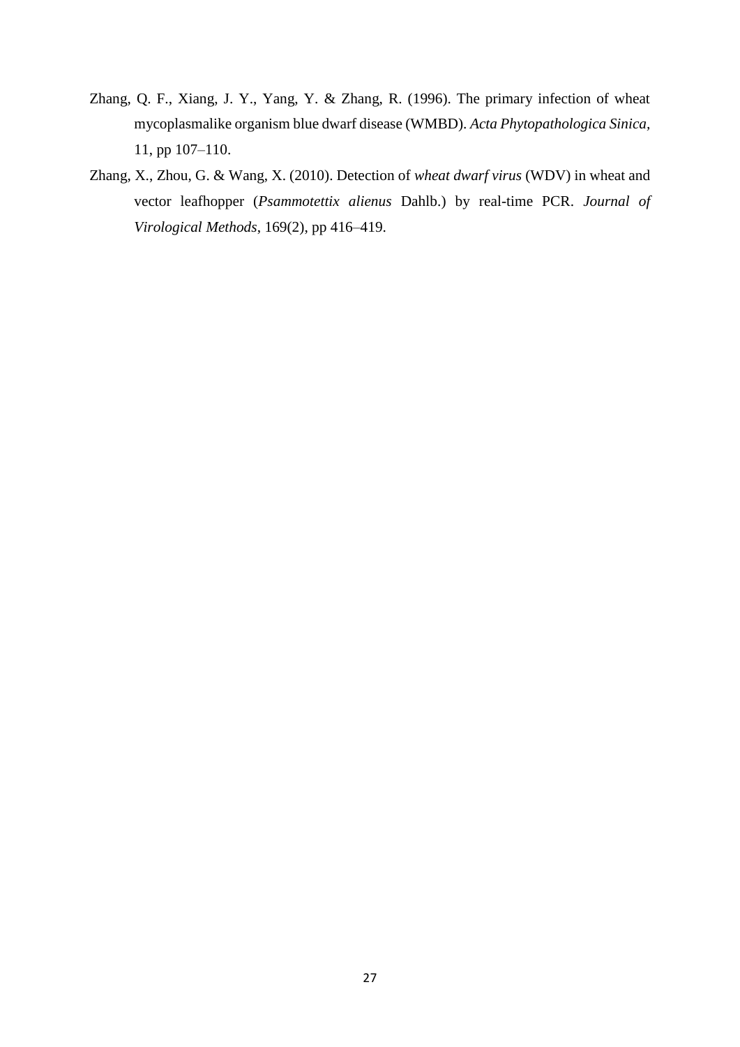Zhang, Q. F., Xiang, J. Y., Yang, Y. & Zhang, R. (1996). The primary infection of wheat mycoplasmalike organism blue dwarf disease (WMBD). *Acta Phytopathologica Sinica*, 11, pp 107–110.

Zhang, X., Zhou, G. & Wang, X. (2010). Detection of *wheat dwarf virus* (WDV) in wheat and vector leafhopper (*Psammotettix alienus* Dahlb.) by real-time PCR. *Journal of Virological Methods*, 169(2), pp 416–419.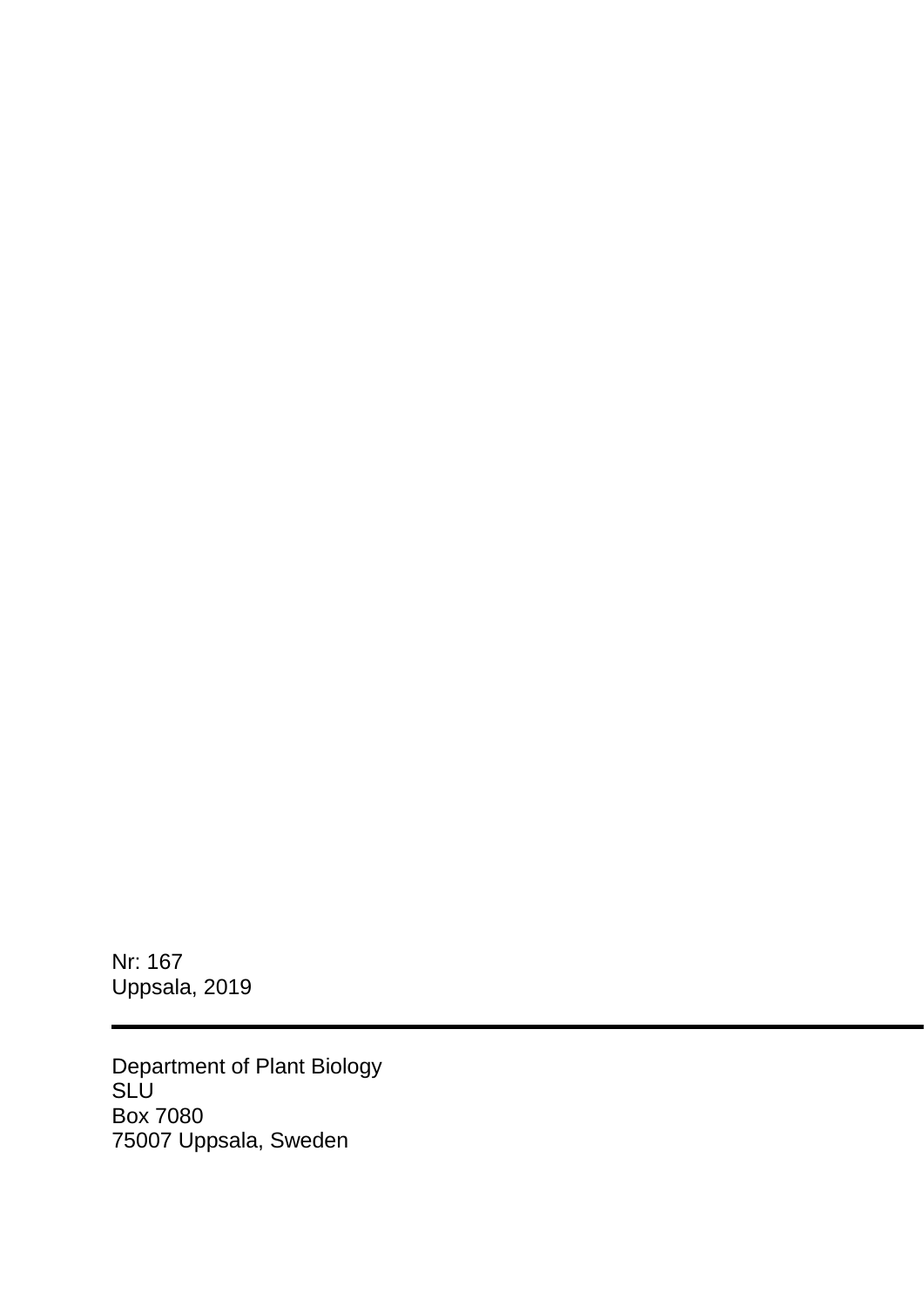Nr: 167
Uppsala, 2019

---

Department of Plant Biology
SLU
Box 7080
75007 Uppsala, Sweden